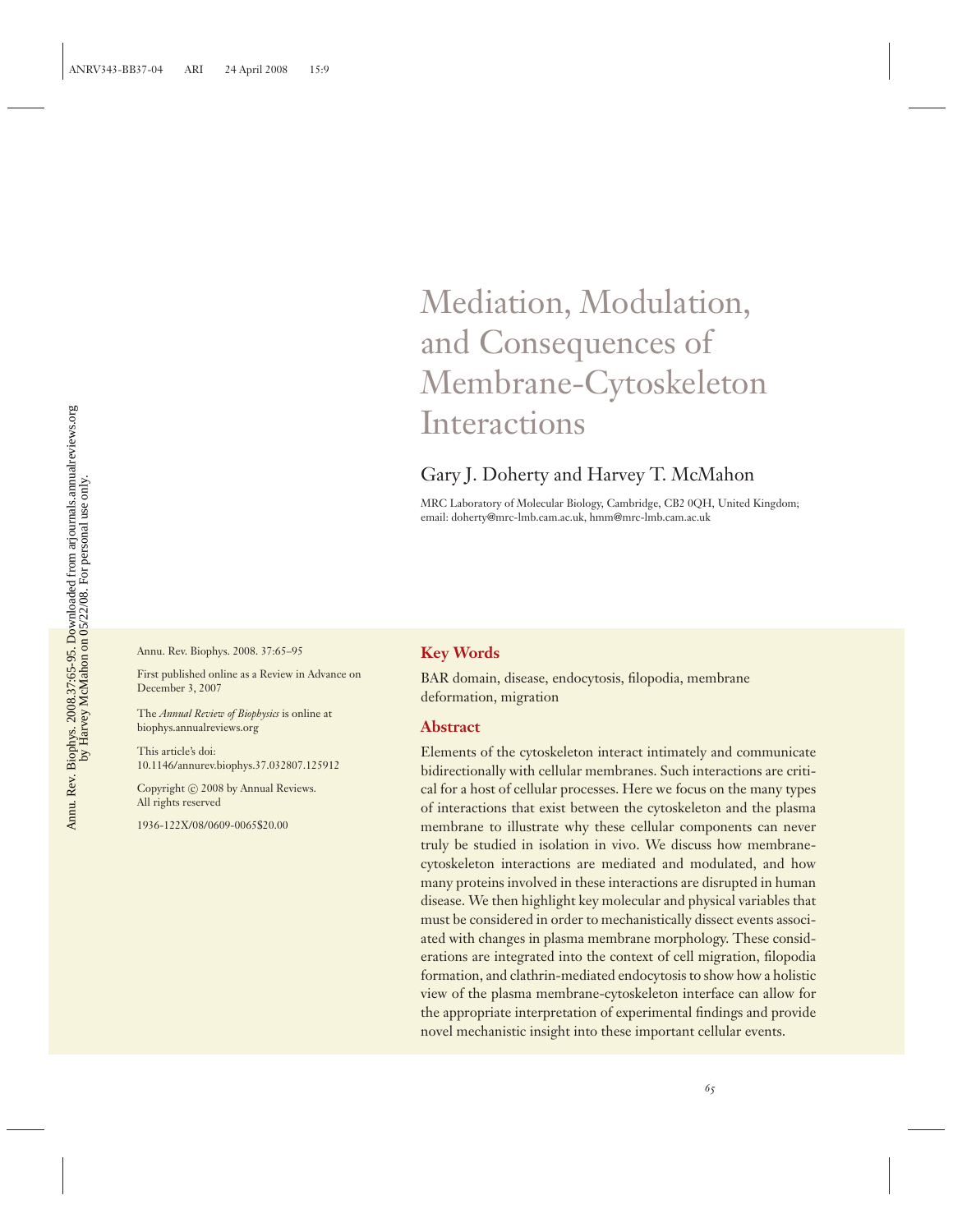# Mediation, Modulation, and Consequences of Membrane-Cytoskeleton Interactions

Gary J. Doherty and Harvey T. McMahon

MRC Laboratory of Molecular Biology, Cambridge, CB2 0QH, United Kingdom; email: doherty@mrc-lmb.cam.ac.uk, hmm@mrc-lmb.cam.ac.uk

Annu. Rev. Biophys. 2008. 37:65–95

First published online as a Review in Advance on December 3, 2007

The *Annual Review of Biophysics* is online at biophys.annualreviews.org

This article's doi: 10.1146/annurev.biophys.37.032807.125912

Copyright © 2008 by Annual Reviews. All rights reserved

1936-122X/08/0609-0065$20.00

## Key Words

BAR domain, disease, endocytosis, filopodia, membrane deformation, migration

## Abstract

Elements of the cytoskeleton interact intimately and communicate bidirectionally with cellular membranes. Such interactions are critical for a host of cellular processes. Here we focus on the many types of interactions that exist between the cytoskeleton and the plasma membrane to illustrate why these cellular components can never truly be studied in isolation in vivo. We discuss how membrane-cytoskeleton interactions are mediated and modulated, and how many proteins involved in these interactions are disrupted in human disease. We then highlight key molecular and physical variables that must be considered in order to mechanistically dissect events associated with changes in plasma membrane morphology. These considerations are integrated into the context of cell migration, filopodia formation, and clathrin-mediated endocytosis to show how a holistic view of the plasma membrane-cytoskeleton interface can allow for the appropriate interpretation of experimental findings and provide novel mechanistic insight into these important cellular events.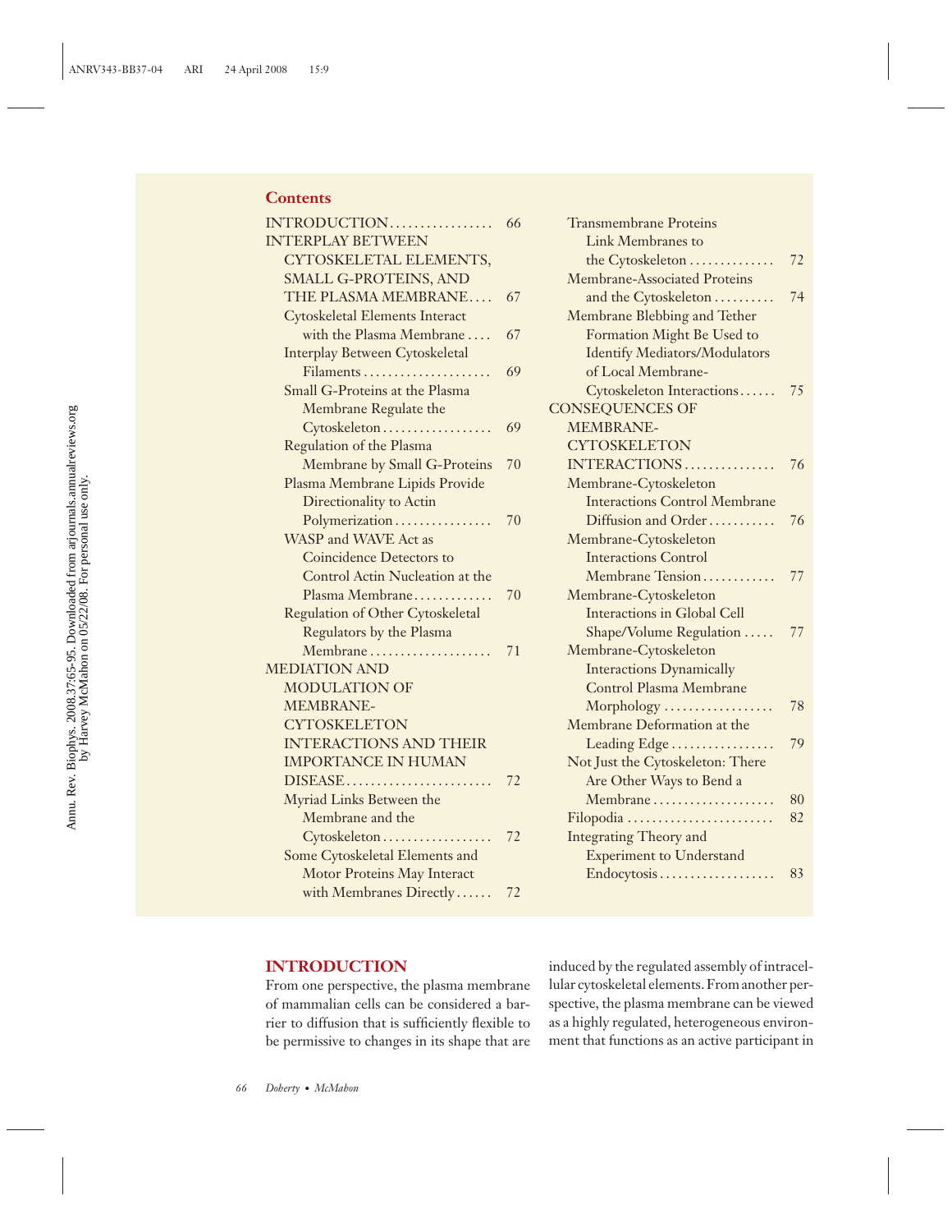## Contents

- INTRODUCTION ..... 66
- INTERPLAY BETWEEN CYTOSKELETAL ELEMENTS, SMALL G-PROTEINS, AND THE PLASMA MEMBRANE ..... 67
  - Cytoskeletal Elements Interact with the Plasma Membrane ..... 67
  - Interplay Between Cytoskeletal Filaments ..... 69
  - Small G-Proteins at the Plasma Membrane Regulate the Cytoskeleton ..... 69
  - Regulation of the Plasma Membrane by Small G-Proteins ..... 70
  - Plasma Membrane Lipids Provide Directionality to Actin Polymerization ..... 70
  - WASP and WAVE Act as Coincidence Detectors to Control Actin Nucleation at the Plasma Membrane ..... 70
  - Regulation of Other Cytoskeletal Regulators by the Plasma Membrane ..... 71
- MEDIATION AND MODULATION OF MEMBRANE-CYTOSKELETON INTERACTIONS AND THEIR IMPORTANCE IN HUMAN DISEASE ..... 72
  - Myriad Links Between the Membrane and the Cytoskeleton ..... 72
  - Some Cytoskeletal Elements and Motor Proteins May Interact with Membranes Directly ..... 72
  - Transmembrane Proteins Link Membranes to the Cytoskeleton ..... 72
  - Membrane-Associated Proteins and the Cytoskeleton ..... 74
  - Membrane Blebbing and Tether Formation Might Be Used to Identify Mediators/Modulators of Local Membrane-Cytoskeleton Interactions ..... 75
- CONSEQUENCES OF MEMBRANE-CYTOSKELETON INTERACTIONS ..... 76
  - Membrane-Cytoskeleton Interactions Control Membrane Diffusion and Order ..... 76
  - Membrane-Cytoskeleton Interactions Control Membrane Tension ..... 77
  - Membrane-Cytoskeleton Interactions in Global Cell Shape/Volume Regulation ..... 77
  - Membrane-Cytoskeleton Interactions Dynamically Control Plasma Membrane Morphology ..... 78
  - Membrane Deformation at the Leading Edge ..... 79
  - Not Just the Cytoskeleton: There Are Other Ways to Bend a Membrane ..... 80
  - Filopodia ..... 82
  - Integrating Theory and Experiment to Understand Endocytosis ..... 83

## INTRODUCTION

From one perspective, the plasma membrane of mammalian cells can be considered a barrier to diffusion that is sufficiently flexible to be permissive to changes in its shape that are induced by the regulated assembly of intracellular cytoskeletal elements. From another perspective, the plasma membrane can be viewed as a highly regulated, heterogeneous environment that functions as an active participant in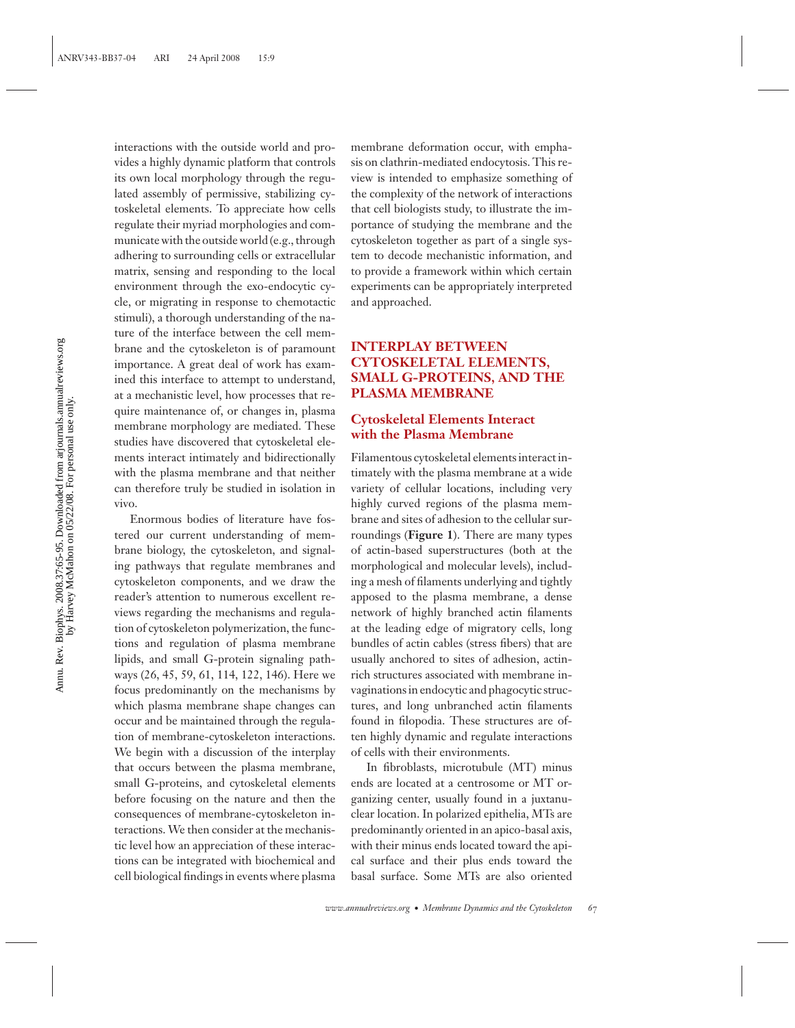interactions with the outside world and provides a highly dynamic platform that controls its own local morphology through the regulated assembly of permissive, stabilizing cytoskeletal elements. To appreciate how cells regulate their myriad morphologies and communicate with the outside world (e.g., through adhering to surrounding cells or extracellular matrix, sensing and responding to the local environment through the exo-endocytic cycle, or migrating in response to chemotactic stimuli), a thorough understanding of the nature of the interface between the cell membrane and the cytoskeleton is of paramount importance. A great deal of work has examined this interface to attempt to understand, at a mechanistic level, how processes that require maintenance of, or changes in, plasma membrane morphology are mediated. These studies have discovered that cytoskeletal elements interact intimately and bidirectionally with the plasma membrane and that neither can therefore truly be studied in isolation in vivo.

Enormous bodies of literature have fostered our current understanding of membrane biology, the cytoskeleton, and signaling pathways that regulate membranes and cytoskeleton components, and we draw the reader's attention to numerous excellent reviews regarding the mechanisms and regulation of cytoskeleton polymerization, the functions and regulation of plasma membrane lipids, and small G-protein signaling pathways (26, 45, 59, 61, 114, 122, 146). Here we focus predominantly on the mechanisms by which plasma membrane shape changes can occur and be maintained through the regulation of membrane-cytoskeleton interactions. We begin with a discussion of the interplay that occurs between the plasma membrane, small G-proteins, and cytoskeletal elements before focusing on the nature and then the consequences of membrane-cytoskeleton interactions. We then consider at the mechanistic level how an appreciation of these interactions can be integrated with biochemical and cell biological findings in events where plasma membrane deformation occur, with emphasis on clathrin-mediated endocytosis. This review is intended to emphasize something of the complexity of the network of interactions that cell biologists study, to illustrate the importance of studying the membrane and the cytoskeleton together as part of a single system to decode mechanistic information, and to provide a framework within which certain experiments can be appropriately interpreted and approached.

## INTERPLAY BETWEEN CYTOSKELETAL ELEMENTS, SMALL G-PROTEINS, AND THE PLASMA MEMBRANE

### Cytoskeletal Elements Interact with the Plasma Membrane

Filamentous cytoskeletal elements interact intimately with the plasma membrane at a wide variety of cellular locations, including very highly curved regions of the plasma membrane and sites of adhesion to the cellular surroundings (**Figure 1**). There are many types of actin-based superstructures (both at the morphological and molecular levels), including a mesh of filaments underlying and tightly apposed to the plasma membrane, a dense network of highly branched actin filaments at the leading edge of migratory cells, long bundles of actin cables (stress fibers) that are usually anchored to sites of adhesion, actin-rich structures associated with membrane invaginations in endocytic and phagocytic structures, and long unbranched actin filaments found in filopodia. These structures are often highly dynamic and regulate interactions of cells with their environments.

In fibroblasts, microtubule (MT) minus ends are located at a centrosome or MT organizing center, usually found in a juxtanuclear location. In polarized epithelia, MTs are predominantly oriented in an apico-basal axis, with their minus ends located toward the apical surface and their plus ends toward the basal surface. Some MTs are also oriented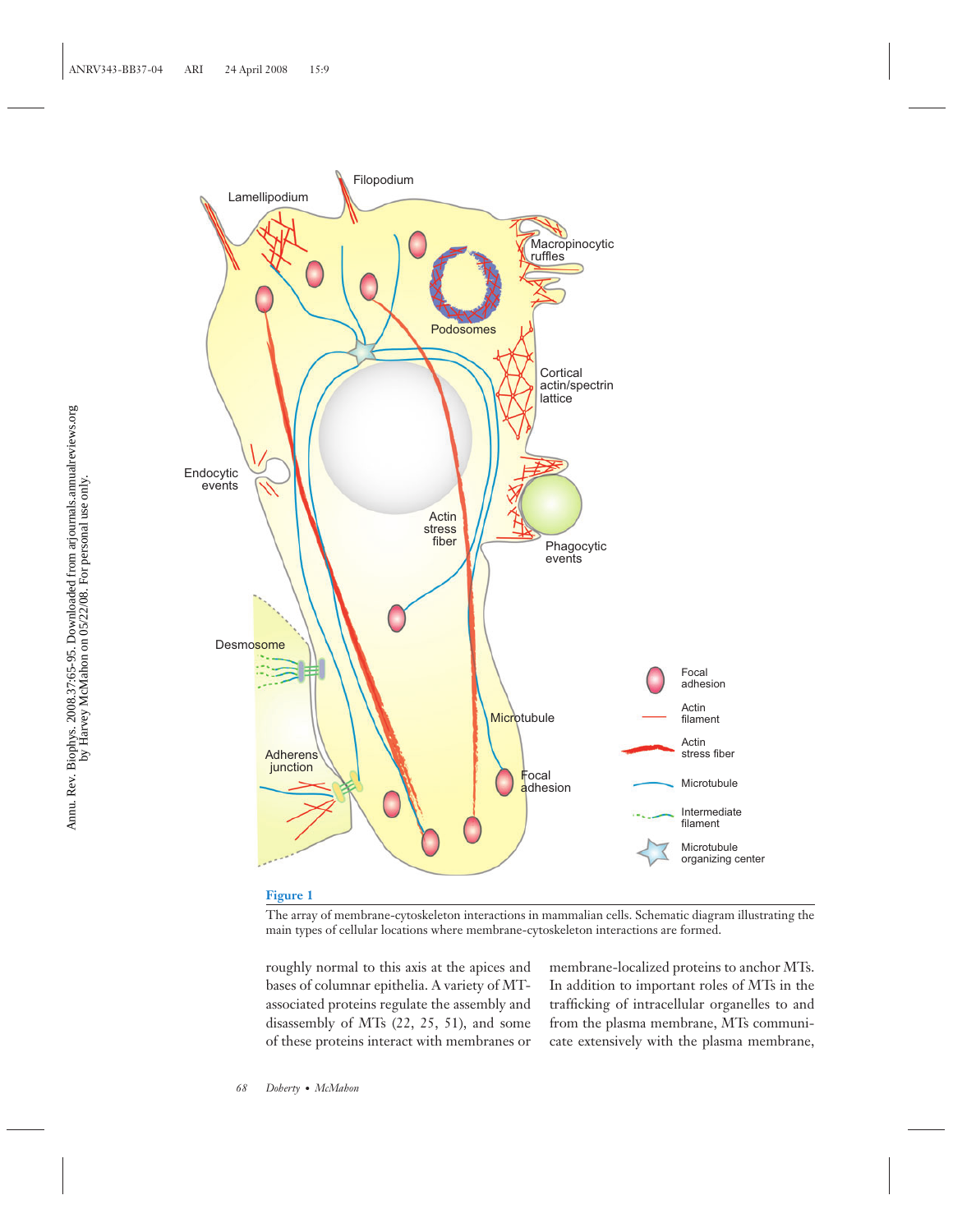**Figure 1**

The array of membrane-cytoskeleton interactions in mammalian cells. Schematic diagram illustrating the main types of cellular locations where membrane-cytoskeleton interactions are formed.

roughly normal to this axis at the apices and bases of columnar epithelia. A variety of MT-associated proteins regulate the assembly and disassembly of MTs (22, 25, 51), and some of these proteins interact with membranes or membrane-localized proteins to anchor MTs. In addition to important roles of MTs in the trafficking of intracellular organelles to and from the plasma membrane, MTs communicate extensively with the plasma membrane,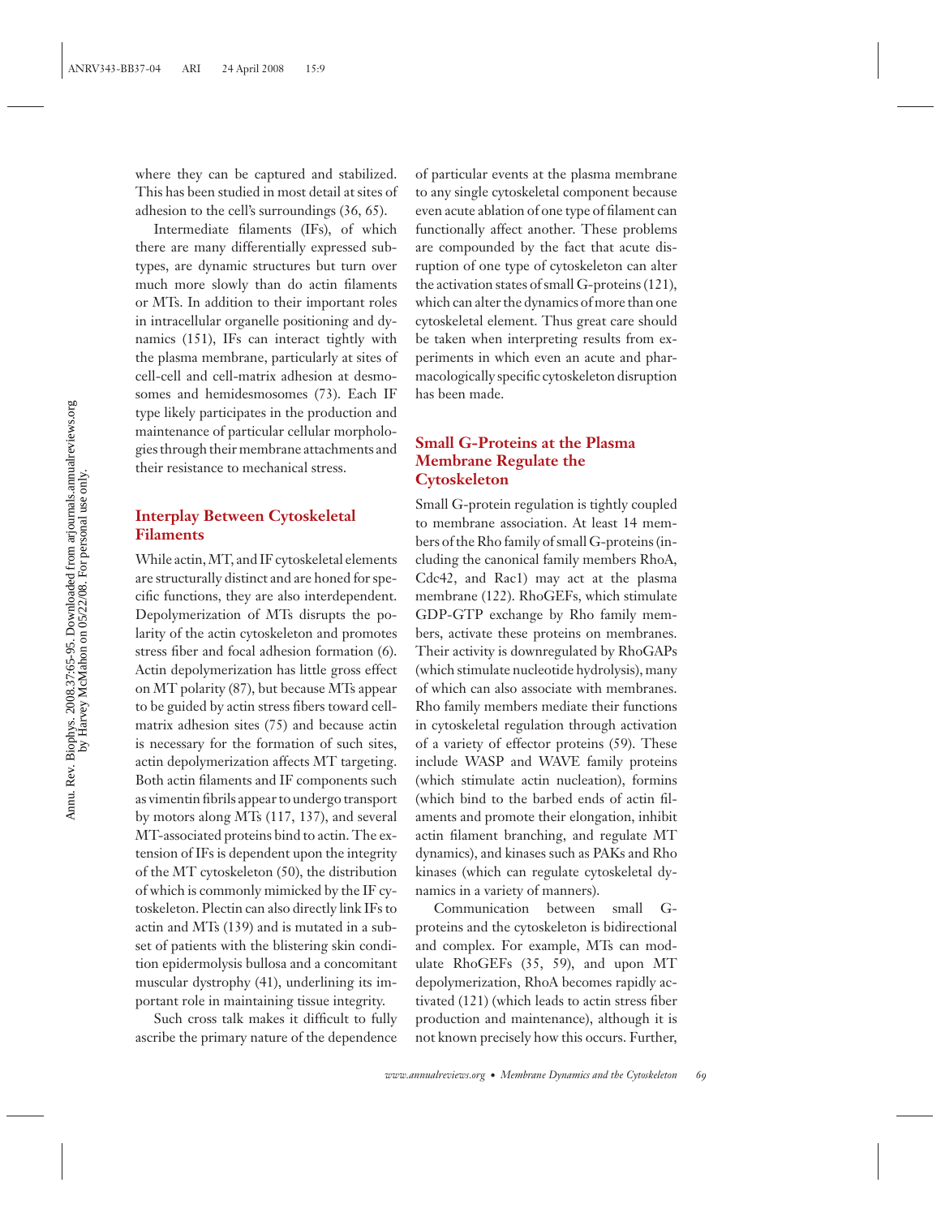where they can be captured and stabilized. This has been studied in most detail at sites of adhesion to the cell's surroundings (36, 65).

Intermediate filaments (IFs), of which there are many differentially expressed subtypes, are dynamic structures but turn over much more slowly than do actin filaments or MTs. In addition to their important roles in intracellular organelle positioning and dynamics (151), IFs can interact tightly with the plasma membrane, particularly at sites of cell-cell and cell-matrix adhesion at desmosomes and hemidesmosomes (73). Each IF type likely participates in the production and maintenance of particular cellular morphologies through their membrane attachments and their resistance to mechanical stress.

## Interplay Between Cytoskeletal Filaments

While actin, MT, and IF cytoskeletal elements are structurally distinct and are honed for specific functions, they are also interdependent. Depolymerization of MTs disrupts the polarity of the actin cytoskeleton and promotes stress fiber and focal adhesion formation (6). Actin depolymerization has little gross effect on MT polarity (87), but because MTs appear to be guided by actin stress fibers toward cell-matrix adhesion sites (75) and because actin is necessary for the formation of such sites, actin depolymerization affects MT targeting. Both actin filaments and IF components such as vimentin fibrils appear to undergo transport by motors along MTs (117, 137), and several MT-associated proteins bind to actin. The extension of IFs is dependent upon the integrity of the MT cytoskeleton (50), the distribution of which is commonly mimicked by the IF cytoskeleton. Plectin can also directly link IFs to actin and MTs (139) and is mutated in a subset of patients with the blistering skin condition epidermolysis bullosa and a concomitant muscular dystrophy (41), underlining its important role in maintaining tissue integrity.

Such cross talk makes it difficult to fully ascribe the primary nature of the dependence of particular events at the plasma membrane to any single cytoskeletal component because even acute ablation of one type of filament can functionally affect another. These problems are compounded by the fact that acute disruption of one type of cytoskeleton can alter the activation states of small G-proteins (121), which can alter the dynamics of more than one cytoskeletal element. Thus great care should be taken when interpreting results from experiments in which even an acute and pharmacologically specific cytoskeleton disruption has been made.

## Small G-Proteins at the Plasma Membrane Regulate the Cytoskeleton

Small G-protein regulation is tightly coupled to membrane association. At least 14 members of the Rho family of small G-proteins (including the canonical family members RhoA, Cdc42, and Rac1) may act at the plasma membrane (122). RhoGEFs, which stimulate GDP-GTP exchange by Rho family members, activate these proteins on membranes. Their activity is downregulated by RhoGAPs (which stimulate nucleotide hydrolysis), many of which can also associate with membranes. Rho family members mediate their functions in cytoskeletal regulation through activation of a variety of effector proteins (59). These include WASP and WAVE family proteins (which stimulate actin nucleation), formins (which bind to the barbed ends of actin filaments and promote their elongation, inhibit actin filament branching, and regulate MT dynamics), and kinases such as PAKs and Rho kinases (which can regulate cytoskeletal dynamics in a variety of manners).

Communication between small G-proteins and the cytoskeleton is bidirectional and complex. For example, MTs can modulate RhoGEFs (35, 59), and upon MT depolymerization, RhoA becomes rapidly activated (121) (which leads to actin stress fiber production and maintenance), although it is not known precisely how this occurs. Further,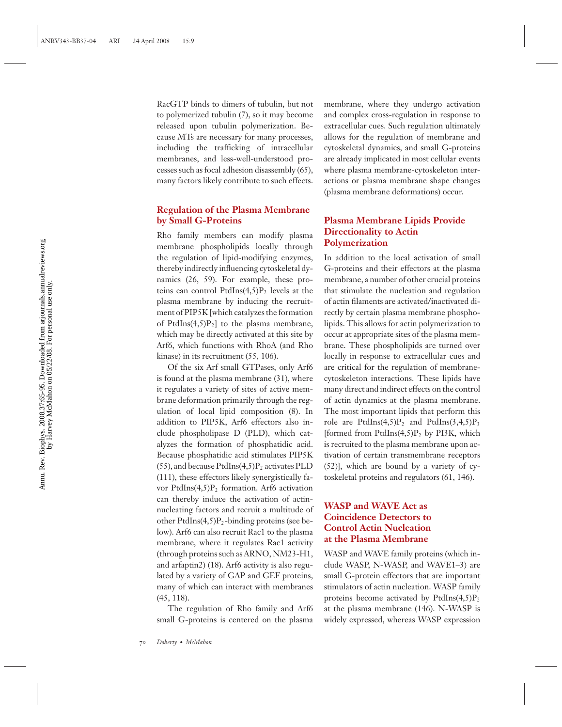RacGTP binds to dimers of tubulin, but not to polymerized tubulin (7), so it may become released upon tubulin polymerization. Because MTs are necessary for many processes, including the trafficking of intracellular membranes, and less-well-understood processes such as focal adhesion disassembly (65), many factors likely contribute to such effects.

## Regulation of the Plasma Membrane by Small G-Proteins

Rho family members can modify plasma membrane phospholipids locally through the regulation of lipid-modifying enzymes, thereby indirectly influencing cytoskeletal dynamics (26, 59). For example, these proteins can control PtdIns(4,5)$P_2$ levels at the plasma membrane by inducing the recruitment of PIP5K [which catalyzes the formation of PtdIns(4,5)$P_2$] to the plasma membrane, which may be directly activated at this site by Arf6, which functions with RhoA (and Rho kinase) in its recruitment (55, 106).

Of the six Arf small GTPases, only Arf6 is found at the plasma membrane (31), where it regulates a variety of sites of active membrane deformation primarily through the regulation of local lipid composition (8). In addition to PIP5K, Arf6 effectors also include phospholipase D (PLD), which catalyzes the formation of phosphatidic acid. Because phosphatidic acid stimulates PIP5K (55), and because PtdIns(4,5)$P_2$ activates PLD (111), these effectors likely synergistically favor PtdIns(4,5)$P_2$ formation. Arf6 activation can thereby induce the activation of actin-nucleating factors and recruit a multitude of other PtdIns(4,5)$P_2$-binding proteins (see below). Arf6 can also recruit Rac1 to the plasma membrane, where it regulates Rac1 activity (through proteins such as ARNO, NM23-H1, and arfaptin2) (18). Arf6 activity is also regulated by a variety of GAP and GEF proteins, many of which can interact with membranes (45, 118).

The regulation of Rho family and Arf6 small G-proteins is centered on the plasma membrane, where they undergo activation and complex cross-regulation in response to extracellular cues. Such regulation ultimately allows for the regulation of membrane and cytoskeletal dynamics, and small G-proteins are already implicated in most cellular events where plasma membrane-cytoskeleton interactions or plasma membrane shape changes (plasma membrane deformations) occur.

## Plasma Membrane Lipids Provide Directionality to Actin Polymerization

In addition to the local activation of small G-proteins and their effectors at the plasma membrane, a number of other crucial proteins that stimulate the nucleation and regulation of actin filaments are activated/inactivated directly by certain plasma membrane phospholipids. This allows for actin polymerization to occur at appropriate sites of the plasma membrane. These phospholipids are turned over locally in response to extracellular cues and are critical for the regulation of membrane-cytoskeleton interactions. These lipids have many direct and indirect effects on the control of actin dynamics at the plasma membrane. The most important lipids that perform this role are PtdIns(4,5)$P_2$ and PtdIns(3,4,5)$P_3$ [formed from PtdIns(4,5)$P_2$ by PI3K, which is recruited to the plasma membrane upon activation of certain transmembrane receptors (52)], which are bound by a variety of cytoskeletal proteins and regulators (61, 146).

## WASP and WAVE Act as Coincidence Detectors to Control Actin Nucleation at the Plasma Membrane

WASP and WAVE family proteins (which include WASP, N-WASP, and WAVE1–3) are small G-protein effectors that are important stimulators of actin nucleation. WASP family proteins become activated by PtdIns(4,5)$P_2$ at the plasma membrane (146). N-WASP is widely expressed, whereas WASP expression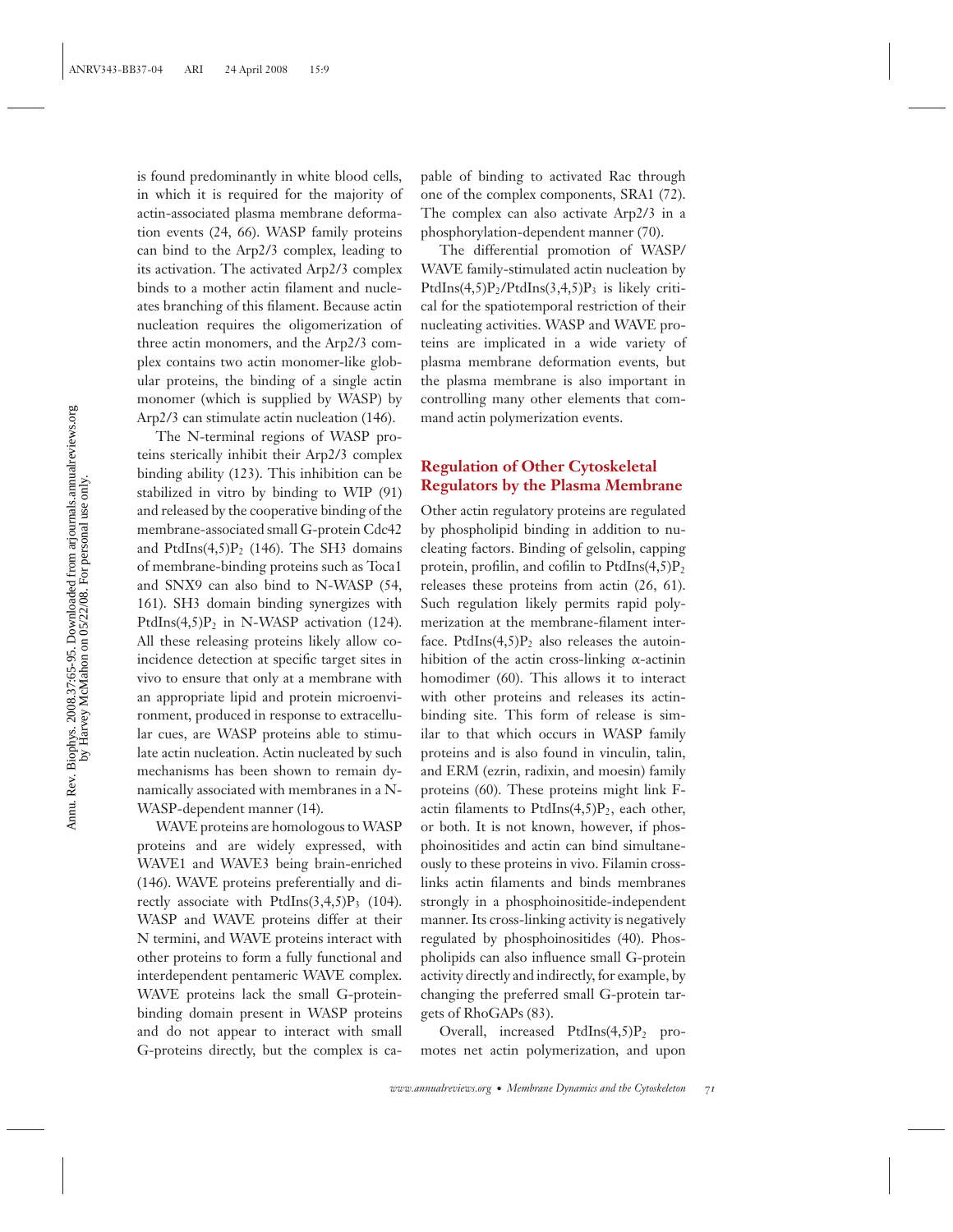is found predominantly in white blood cells, in which it is required for the majority of actin-associated plasma membrane deformation events (24, 66). WASP family proteins can bind to the Arp2/3 complex, leading to its activation. The activated Arp2/3 complex binds to a mother actin filament and nucleates branching of this filament. Because actin nucleation requires the oligomerization of three actin monomers, and the Arp2/3 complex contains two actin monomer-like globular proteins, the binding of a single actin monomer (which is supplied by WASP) by Arp2/3 can stimulate actin nucleation (146).

The N-terminal regions of WASP proteins sterically inhibit their Arp2/3 complex binding ability (123). This inhibition can be stabilized in vitro by binding to WIP (91) and released by the cooperative binding of the membrane-associated small G-protein Cdc42 and PtdIns(4,5)$P_2$ (146). The SH3 domains of membrane-binding proteins such as Toca1 and SNX9 can also bind to N-WASP (54, 161). SH3 domain binding synergizes with PtdIns(4,5)$P_2$ in N-WASP activation (124). All these releasing proteins likely allow coincidence detection at specific target sites in vivo to ensure that only at a membrane with an appropriate lipid and protein microenvironment, produced in response to extracellular cues, are WASP proteins able to stimulate actin nucleation. Actin nucleated by such mechanisms has been shown to remain dynamically associated with membranes in a N-WASP-dependent manner (14).

WAVE proteins are homologous to WASP proteins and are widely expressed, with WAVE1 and WAVE3 being brain-enriched (146). WAVE proteins preferentially and directly associate with PtdIns(3,4,5)$P_3$ (104). WASP and WAVE proteins differ at their N termini, and WAVE proteins interact with other proteins to form a fully functional and interdependent pentameric WAVE complex. WAVE proteins lack the small G-protein-binding domain present in WASP proteins and do not appear to interact with small G-proteins directly, but the complex is capable of binding to activated Rac through one of the complex components, SRA1 (72). The complex can also activate Arp2/3 in a phosphorylation-dependent manner (70).

The differential promotion of WASP/WAVE family-stimulated actin nucleation by PtdIns(4,5)$P_2$/PtdIns(3,4,5)$P_3$ is likely critical for the spatiotemporal restriction of their nucleating activities. WASP and WAVE proteins are implicated in a wide variety of plasma membrane deformation events, but the plasma membrane is also important in controlling many other elements that command actin polymerization events.

## Regulation of Other Cytoskeletal Regulators by the Plasma Membrane

Other actin regulatory proteins are regulated by phospholipid binding in addition to nucleating factors. Binding of gelsolin, capping protein, profilin, and cofilin to PtdIns(4,5)$P_2$ releases these proteins from actin (26, 61). Such regulation likely permits rapid polymerization at the membrane-filament interface. PtdIns(4,5)$P_2$ also releases the autoinhibition of the actin cross-linking α-actinin homodimer (60). This allows it to interact with other proteins and releases its actin-binding site. This form of release is similar to that which occurs in WASP family proteins and is also found in vinculin, talin, and ERM (ezrin, radixin, and moesin) family proteins (60). These proteins might link F-actin filaments to PtdIns(4,5)$P_2$, each other, or both. It is not known, however, if phosphoinositides and actin can bind simultaneously to these proteins in vivo. Filamin cross-links actin filaments and binds membranes strongly in a phosphoinositide-independent manner. Its cross-linking activity is negatively regulated by phosphoinositides (40). Phospholipids can also influence small G-protein activity directly and indirectly, for example, by changing the preferred small G-protein targets of RhoGAPs (83).

Overall, increased PtdIns(4,5)$P_2$ promotes net actin polymerization, and upon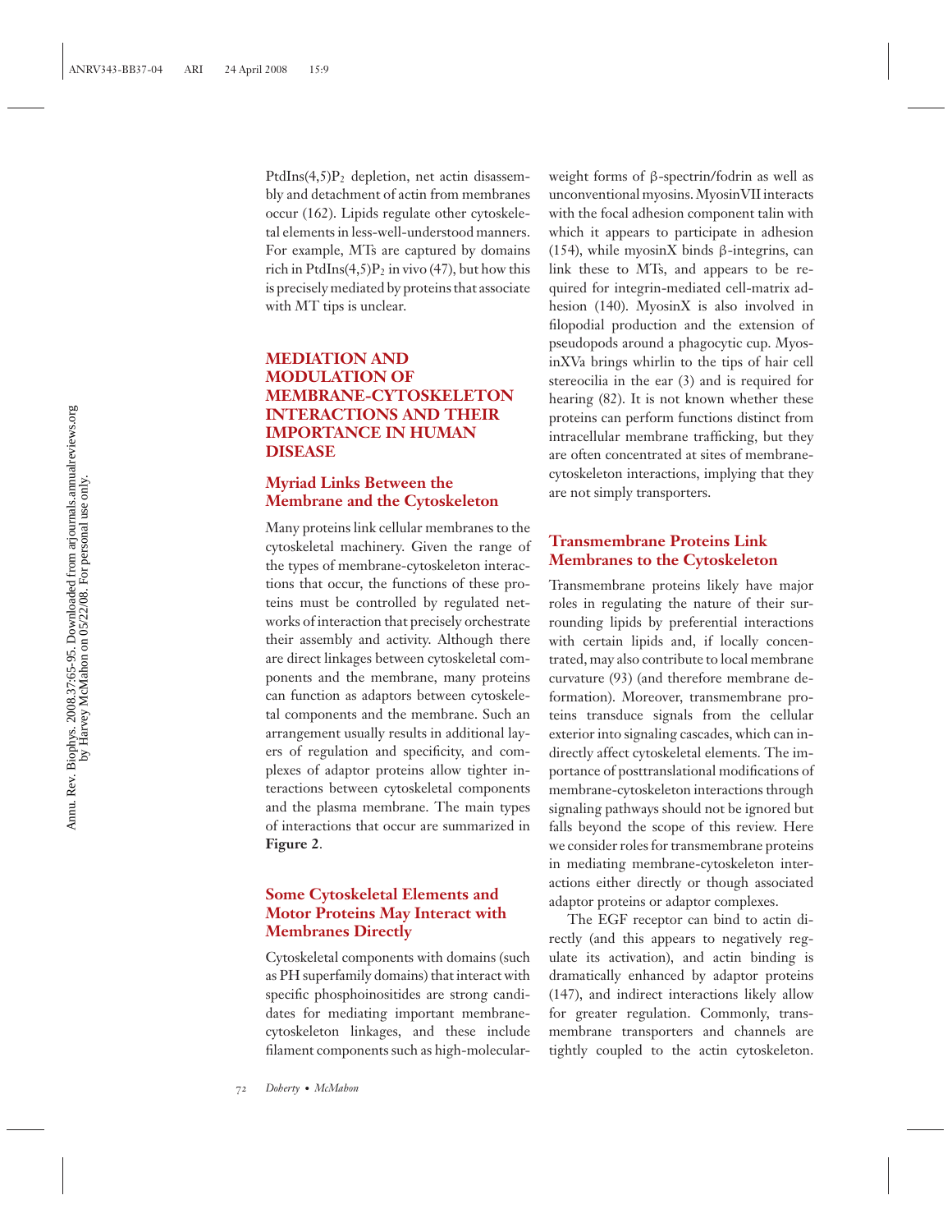$PtdIns(4,5)P_2$ depletion, net actin disassembly and detachment of actin from membranes occur (162). Lipids regulate other cytoskeletal elements in less-well-understood manners. For example, MTs are captured by domains rich in $PtdIns(4,5)P_2$ in vivo (47), but how this is precisely mediated by proteins that associate with MT tips is unclear.

## MEDIATION AND MODULATION OF MEMBRANE-CYTOSKELETON INTERACTIONS AND THEIR IMPORTANCE IN HUMAN DISEASE

### Myriad Links Between the Membrane and the Cytoskeleton

Many proteins link cellular membranes to the cytoskeletal machinery. Given the range of the types of membrane-cytoskeleton interactions that occur, the functions of these proteins must be controlled by regulated networks of interaction that precisely orchestrate their assembly and activity. Although there are direct linkages between cytoskeletal components and the membrane, many proteins can function as adaptors between cytoskeletal components and the membrane. Such an arrangement usually results in additional layers of regulation and specificity, and complexes of adaptor proteins allow tighter interactions between cytoskeletal components and the plasma membrane. The main types of interactions that occur are summarized in **Figure 2**.

### Some Cytoskeletal Elements and Motor Proteins May Interact with Membranes Directly

Cytoskeletal components with domains (such as PH superfamily domains) that interact with specific phosphoinositides are strong candidates for mediating important membrane-cytoskeleton linkages, and these include filament components such as high-molecular-weight forms of β-spectrin/fodrin as well as unconventional myosins. MyosinVII interacts with the focal adhesion component talin with which it appears to participate in adhesion (154), while myosinX binds β-integrins, can link these to MTs, and appears to be required for integrin-mediated cell-matrix adhesion (140). MyosinX is also involved in filopodial production and the extension of pseudopods around a phagocytic cup. MyosinXVa brings whirlin to the tips of hair cell stereocilia in the ear (3) and is required for hearing (82). It is not known whether these proteins can perform functions distinct from intracellular membrane trafficking, but they are often concentrated at sites of membrane-cytoskeleton interactions, implying that they are not simply transporters.

### Transmembrane Proteins Link Membranes to the Cytoskeleton

Transmembrane proteins likely have major roles in regulating the nature of their surrounding lipids by preferential interactions with certain lipids and, if locally concentrated, may also contribute to local membrane curvature (93) (and therefore membrane deformation). Moreover, transmembrane proteins transduce signals from the cellular exterior into signaling cascades, which can indirectly affect cytoskeletal elements. The importance of posttranslational modifications of membrane-cytoskeleton interactions through signaling pathways should not be ignored but falls beyond the scope of this review. Here we consider roles for transmembrane proteins in mediating membrane-cytoskeleton interactions either directly or though associated adaptor proteins or adaptor complexes.

The EGF receptor can bind to actin directly (and this appears to negatively regulate its activation), and actin binding is dramatically enhanced by adaptor proteins (147), and indirect interactions likely allow for greater regulation. Commonly, transmembrane transporters and channels are tightly coupled to the actin cytoskeleton.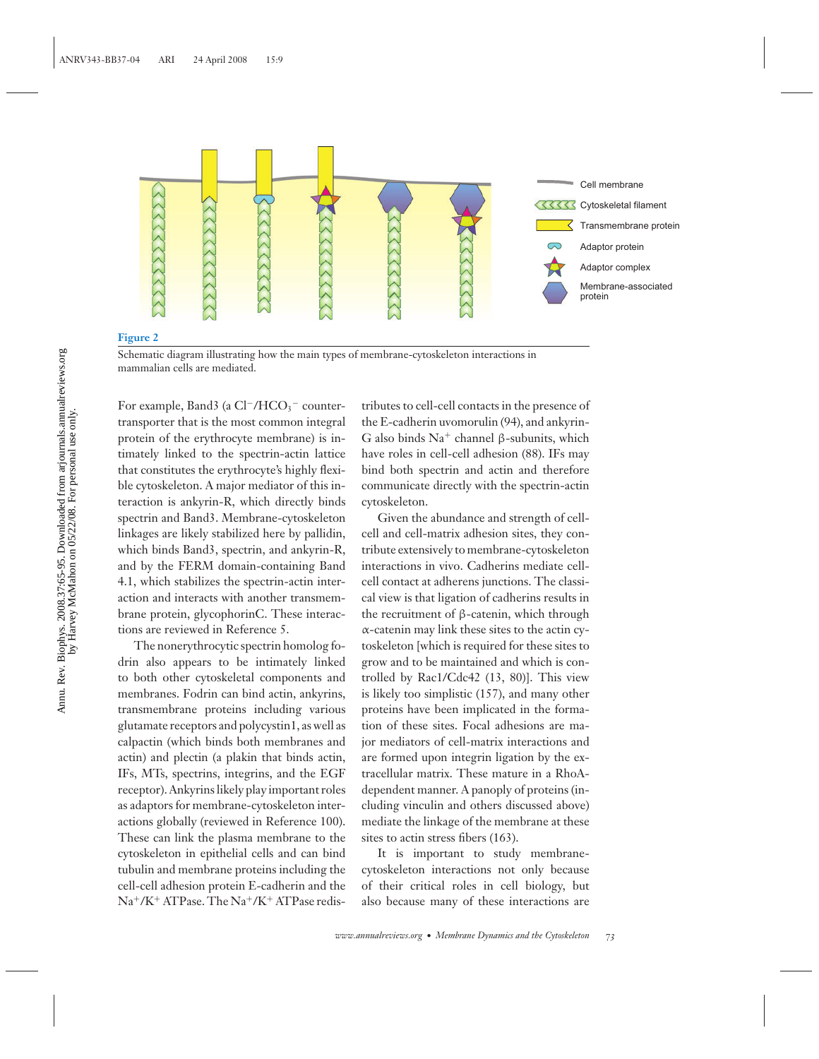**Figure 2**

Schematic diagram illustrating how the main types of membrane-cytoskeleton interactions in mammalian cells are mediated.

For example, Band3 (a $Cl^-/HCO_3^-$ counter-transporter that is the most common integral protein of the erythrocyte membrane) is intimately linked to the spectrin-actin lattice that constitutes the erythrocyte's highly flexible cytoskeleton. A major mediator of this interaction is ankyrin-R, which directly binds spectrin and Band3. Membrane-cytoskeleton linkages are likely stabilized here by pallidin, which binds Band3, spectrin, and ankyrin-R, and by the FERM domain-containing Band 4.1, which stabilizes the spectrin-actin interaction and interacts with another transmembrane protein, glycophorinC. These interactions are reviewed in Reference 5.

The nonerythrocytic spectrin homolog fodrin also appears to be intimately linked to both other cytoskeletal components and membranes. Fodrin can bind actin, ankyrins, transmembrane proteins including various glutamate receptors and polycystin1, as well as calpactin (which binds both membranes and actin) and plectin (a plakin that binds actin, IFs, MTs, spectrins, integrins, and the EGF receptor). Ankyrins likely play important roles as adaptors for membrane-cytoskeleton interactions globally (reviewed in Reference 100). These can link the plasma membrane to the cytoskeleton in epithelial cells and can bind tubulin and membrane proteins including the cell-cell adhesion protein E-cadherin and the $Na^+/K^+$ ATPase. The $Na^+/K^+$ ATPase redistributes to cell-cell contacts in the presence of the E-cadherin uvomorulin (94), and ankyrin-G also binds $Na^+$ channel β-subunits, which have roles in cell-cell adhesion (88). IFs may bind both spectrin and actin and therefore communicate directly with the spectrin-actin cytoskeleton.

Given the abundance and strength of cell-cell and cell-matrix adhesion sites, they contribute extensively to membrane-cytoskeleton interactions in vivo. Cadherins mediate cell-cell contact at adherens junctions. The classical view is that ligation of cadherins results in the recruitment of β-catenin, which through α-catenin may link these sites to the actin cytoskeleton [which is required for these sites to grow and to be maintained and which is controlled by Rac1/Cdc42 (13, 80)]. This view is likely too simplistic (157), and many other proteins have been implicated in the formation of these sites. Focal adhesions are major mediators of cell-matrix interactions and are formed upon integrin ligation by the extracellular matrix. These mature in a RhoA-dependent manner. A panoply of proteins (including vinculin and others discussed above) mediate the linkage of the membrane at these sites to actin stress fibers (163).

It is important to study membrane-cytoskeleton interactions not only because of their critical roles in cell biology, but also because many of these interactions are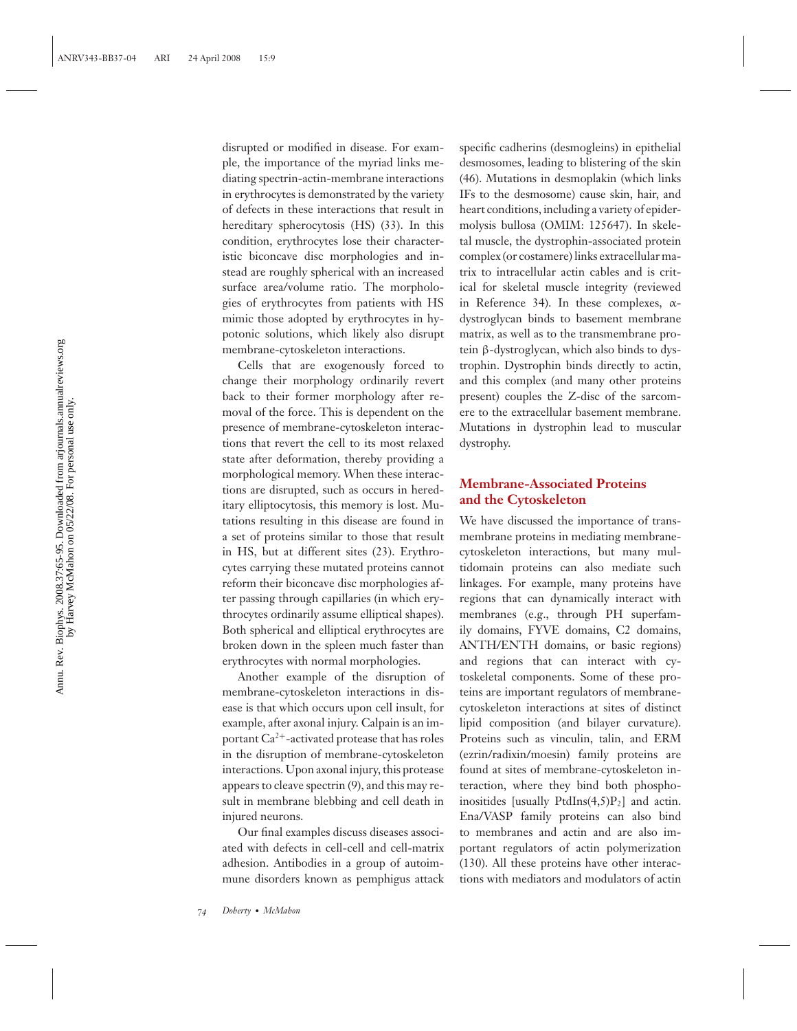disrupted or modified in disease. For example, the importance of the myriad links mediating spectrin-actin-membrane interactions in erythrocytes is demonstrated by the variety of defects in these interactions that result in hereditary spherocytosis (HS) (33). In this condition, erythrocytes lose their characteristic biconcave disc morphologies and instead are roughly spherical with an increased surface area/volume ratio. The morphologies of erythrocytes from patients with HS mimic those adopted by erythrocytes in hypotonic solutions, which likely also disrupt membrane-cytoskeleton interactions.

Cells that are exogenously forced to change their morphology ordinarily revert back to their former morphology after removal of the force. This is dependent on the presence of membrane-cytoskeleton interactions that revert the cell to its most relaxed state after deformation, thereby providing a morphological memory. When these interactions are disrupted, such as occurs in hereditary elliptocytosis, this memory is lost. Mutations resulting in this disease are found in a set of proteins similar to those that result in HS, but at different sites (23). Erythrocytes carrying these mutated proteins cannot reform their biconcave disc morphologies after passing through capillaries (in which erythrocytes ordinarily assume elliptical shapes). Both spherical and elliptical erythrocytes are broken down in the spleen much faster than erythrocytes with normal morphologies.

Another example of the disruption of membrane-cytoskeleton interactions in disease is that which occurs upon cell insult, for example, after axonal injury. Calpain is an important $Ca^{2+}$-activated protease that has roles in the disruption of membrane-cytoskeleton interactions. Upon axonal injury, this protease appears to cleave spectrin (9), and this may result in membrane blebbing and cell death in injured neurons.

Our final examples discuss diseases associated with defects in cell-cell and cell-matrix adhesion. Antibodies in a group of autoimmune disorders known as pemphigus attack specific cadherins (desmogleins) in epithelial desmosomes, leading to blistering of the skin (46). Mutations in desmoplakin (which links IFs to the desmosome) cause skin, hair, and heart conditions, including a variety of epidermolysis bullosa (OMIM: 125647). In skeletal muscle, the dystrophin-associated protein complex (or costamere) links extracellular matrix to intracellular actin cables and is critical for skeletal muscle integrity (reviewed in Reference 34). In these complexes, α-dystroglycan binds to basement membrane matrix, as well as to the transmembrane protein β-dystroglycan, which also binds to dystrophin. Dystrophin binds directly to actin, and this complex (and many other proteins present) couples the Z-disc of the sarcomere to the extracellular basement membrane. Mutations in dystrophin lead to muscular dystrophy.

## Membrane-Associated Proteins and the Cytoskeleton

We have discussed the importance of transmembrane proteins in mediating membrane-cytoskeleton interactions, but many multidomain proteins can also mediate such linkages. For example, many proteins have regions that can dynamically interact with membranes (e.g., through PH superfamily domains, FYVE domains, C2 domains, ANTH/ENTH domains, or basic regions) and regions that can interact with cytoskeletal components. Some of these proteins are important regulators of membrane-cytoskeleton interactions at sites of distinct lipid composition (and bilayer curvature). Proteins such as vinculin, talin, and ERM (ezrin/radixin/moesin) family proteins are found at sites of membrane-cytoskeleton interaction, where they bind both phosphoinositides [usually $PtdIns(4,5)P_2$] and actin. Ena/VASP family proteins can also bind to membranes and actin and are also important regulators of actin polymerization (130). All these proteins have other interactions with mediators and modulators of actin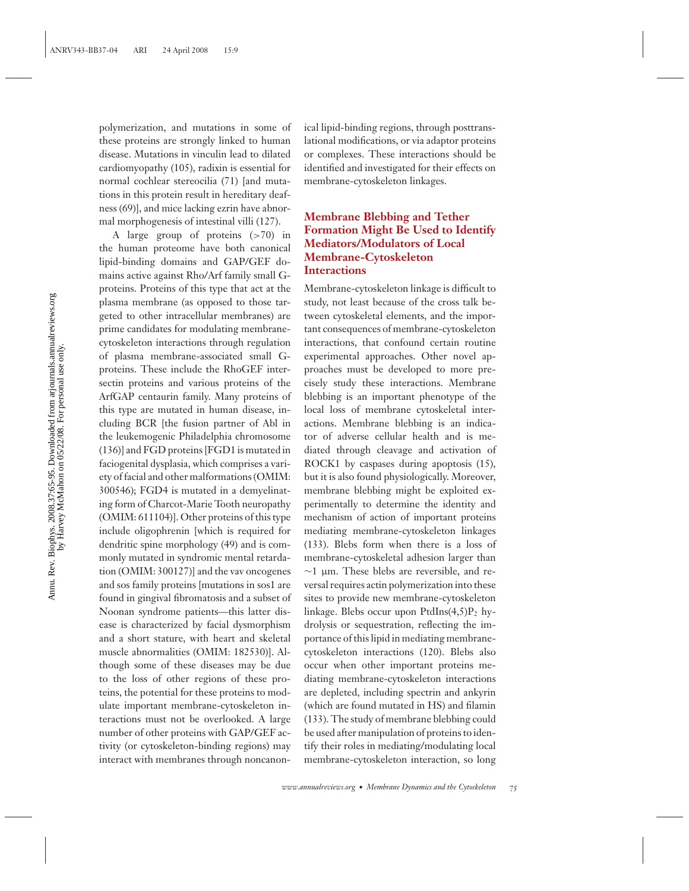polymerization, and mutations in some of these proteins are strongly linked to human disease. Mutations in vinculin lead to dilated cardiomyopathy (105), radixin is essential for normal cochlear stereocilia (71) [and mutations in this protein result in hereditary deafness (69)], and mice lacking ezrin have abnormal morphogenesis of intestinal villi (127).

A large group of proteins (>70) in the human proteome have both canonical lipid-binding domains and GAP/GEF domains active against Rho/Arf family small G-proteins. Proteins of this type that act at the plasma membrane (as opposed to those targeted to other intracellular membranes) are prime candidates for modulating membrane-cytoskeleton interactions through regulation of plasma membrane-associated small G-proteins. These include the RhoGEF intersectin proteins and various proteins of the ArfGAP centaurin family. Many proteins of this type are mutated in human disease, including BCR [the fusion partner of Abl in the leukemogenic Philadelphia chromosome (136)] and FGD proteins [FGD1 is mutated in faciogenital dysplasia, which comprises a variety of facial and other malformations (OMIM: 300546); FGD4 is mutated in a demyelinating form of Charcot-Marie Tooth neuropathy (OMIM: 611104)]. Other proteins of this type include oligophrenin [which is required for dendritic spine morphology (49) and is commonly mutated in syndromic mental retardation (OMIM: 300127)] and the vav oncogenes and sos family proteins [mutations in sos1 are found in gingival fibromatosis and a subset of Noonan syndrome patients—this latter disease is characterized by facial dysmorphism and a short stature, with heart and skeletal muscle abnormalities (OMIM: 182530)]. Although some of these diseases may be due to the loss of other regions of these proteins, the potential for these proteins to modulate important membrane-cytoskeleton interactions must not be overlooked. A large number of other proteins with GAP/GEF activity (or cytoskeleton-binding regions) may interact with membranes through noncanonical lipid-binding regions, through posttranslational modifications, or via adaptor proteins or complexes. These interactions should be identified and investigated for their effects on membrane-cytoskeleton linkages.

## Membrane Blebbing and Tether Formation Might Be Used to Identify Mediators/Modulators of Local Membrane-Cytoskeleton Interactions

Membrane-cytoskeleton linkage is difficult to study, not least because of the cross talk between cytoskeletal elements, and the important consequences of membrane-cytoskeleton interactions, that confound certain routine experimental approaches. Other novel approaches must be developed to more precisely study these interactions. Membrane blebbing is an important phenotype of the local loss of membrane cytoskeletal interactions. Membrane blebbing is an indicator of adverse cellular health and is mediated through cleavage and activation of ROCK1 by caspases during apoptosis (15), but it is also found physiologically. Moreover, membrane blebbing might be exploited experimentally to determine the identity and mechanism of action of important proteins mediating membrane-cytoskeleton linkages (133). Blebs form when there is a loss of membrane-cytoskeletal adhesion larger than ~1 μm. These blebs are reversible, and reversal requires actin polymerization into these sites to provide new membrane-cytoskeleton linkage. Blebs occur upon PtdIns(4,5)$P_2$ hydrolysis or sequestration, reflecting the importance of this lipid in mediating membrane-cytoskeleton interactions (120). Blebs also occur when other important proteins mediating membrane-cytoskeleton interactions are depleted, including spectrin and ankyrin (which are found mutated in HS) and filamin (133). The study of membrane blebbing could be used after manipulation of proteins to identify their roles in mediating/modulating local membrane-cytoskeleton interaction, so long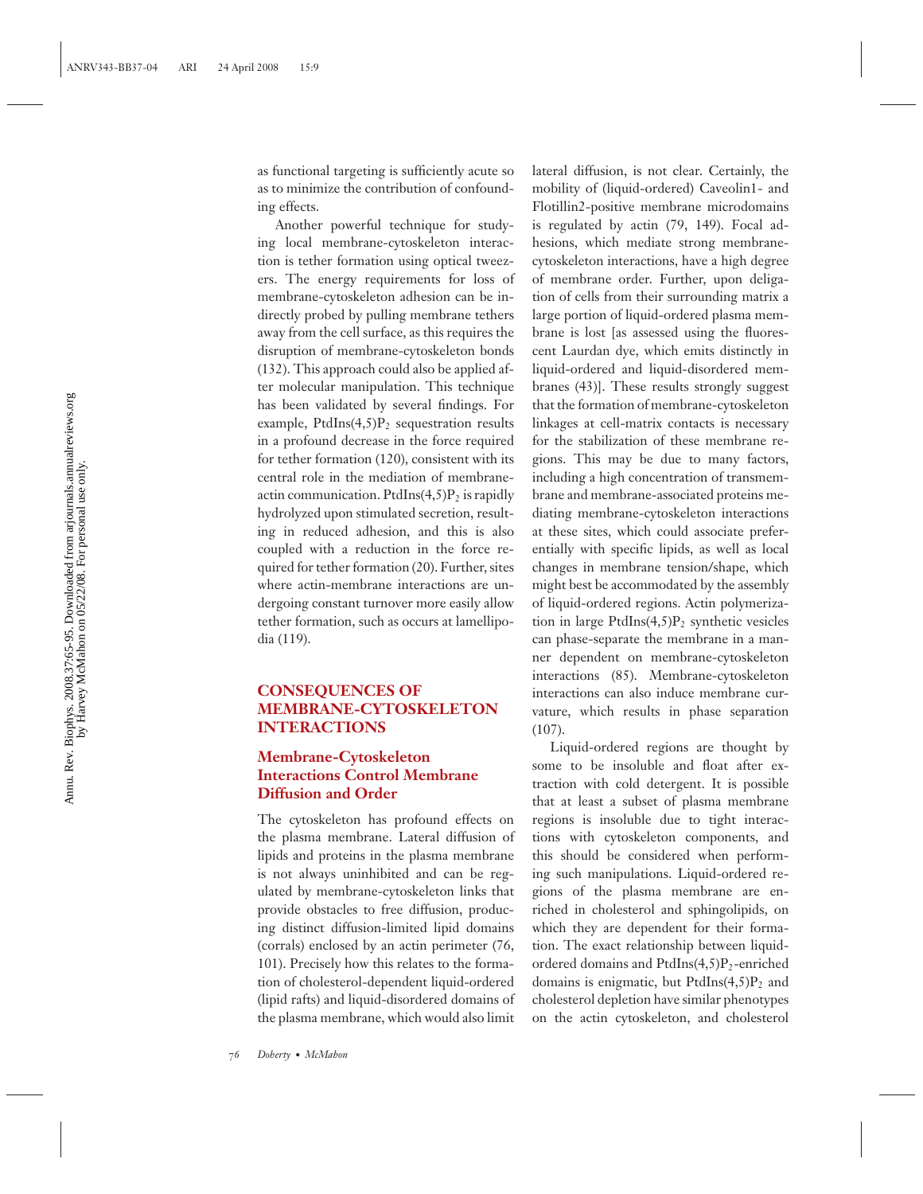as functional targeting is sufficiently acute so as to minimize the contribution of confounding effects.

Another powerful technique for studying local membrane-cytoskeleton interaction is tether formation using optical tweezers. The energy requirements for loss of membrane-cytoskeleton adhesion can be indirectly probed by pulling membrane tethers away from the cell surface, as this requires the disruption of membrane-cytoskeleton bonds (132). This approach could also be applied after molecular manipulation. This technique has been validated by several findings. For example, PtdIns(4,5)$P_2$ sequestration results in a profound decrease in the force required for tether formation (120), consistent with its central role in the mediation of membrane-actin communication. PtdIns(4,5)$P_2$ is rapidly hydrolyzed upon stimulated secretion, resulting in reduced adhesion, and this is also coupled with a reduction in the force required for tether formation (20). Further, sites where actin-membrane interactions are undergoing constant turnover more easily allow tether formation, such as occurs at lamellipodia (119).

## CONSEQUENCES OF MEMBRANE-CYTOSKELETON INTERACTIONS

### Membrane-Cytoskeleton Interactions Control Membrane Diffusion and Order

The cytoskeleton has profound effects on the plasma membrane. Lateral diffusion of lipids and proteins in the plasma membrane is not always uninhibited and can be regulated by membrane-cytoskeleton links that provide obstacles to free diffusion, producing distinct diffusion-limited lipid domains (corrals) enclosed by an actin perimeter (76, 101). Precisely how this relates to the formation of cholesterol-dependent liquid-ordered (lipid rafts) and liquid-disordered domains of the plasma membrane, which would also limit lateral diffusion, is not clear. Certainly, the mobility of (liquid-ordered) Caveolin1- and Flotillin2-positive membrane microdomains is regulated by actin (79, 149). Focal adhesions, which mediate strong membrane-cytoskeleton interactions, have a high degree of membrane order. Further, upon deligation of cells from their surrounding matrix a large portion of liquid-ordered plasma membrane is lost [as assessed using the fluorescent Laurdan dye, which emits distinctly in liquid-ordered and liquid-disordered membranes (43)]. These results strongly suggest that the formation of membrane-cytoskeleton linkages at cell-matrix contacts is necessary for the stabilization of these membrane regions. This may be due to many factors, including a high concentration of transmembrane and membrane-associated proteins mediating membrane-cytoskeleton interactions at these sites, which could associate preferentially with specific lipids, as well as local changes in membrane tension/shape, which might best be accommodated by the assembly of liquid-ordered regions. Actin polymerization in large PtdIns(4,5)$P_2$ synthetic vesicles can phase-separate the membrane in a manner dependent on membrane-cytoskeleton interactions (85). Membrane-cytoskeleton interactions can also induce membrane curvature, which results in phase separation (107).

Liquid-ordered regions are thought by some to be insoluble and float after extraction with cold detergent. It is possible that at least a subset of plasma membrane regions is insoluble due to tight interactions with cytoskeleton components, and this should be considered when performing such manipulations. Liquid-ordered regions of the plasma membrane are enriched in cholesterol and sphingolipids, on which they are dependent for their formation. The exact relationship between liquid-ordered domains and PtdIns(4,5)$P_2$-enriched domains is enigmatic, but PtdIns(4,5)$P_2$ and cholesterol depletion have similar phenotypes on the actin cytoskeleton, and cholesterol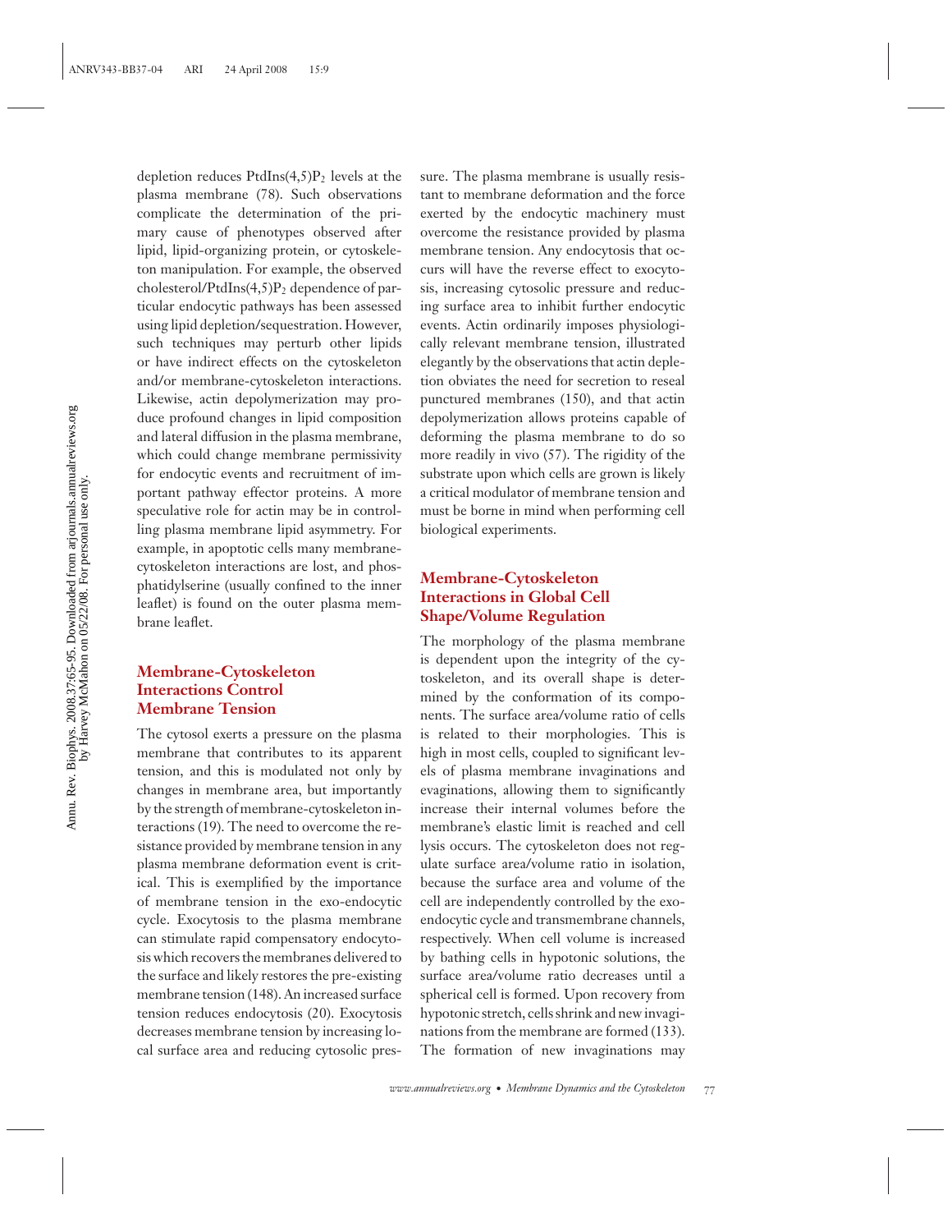depletion reduces PtdIns(4,5)$P_2$ levels at the plasma membrane (78). Such observations complicate the determination of the primary cause of phenotypes observed after lipid, lipid-organizing protein, or cytoskeleton manipulation. For example, the observed cholesterol/PtdIns(4,5)$P_2$ dependence of particular endocytic pathways has been assessed using lipid depletion/sequestration. However, such techniques may perturb other lipids or have indirect effects on the cytoskeleton and/or membrane-cytoskeleton interactions. Likewise, actin depolymerization may produce profound changes in lipid composition and lateral diffusion in the plasma membrane, which could change membrane permissivity for endocytic events and recruitment of important pathway effector proteins. A more speculative role for actin may be in controlling plasma membrane lipid asymmetry. For example, in apoptotic cells many membrane-cytoskeleton interactions are lost, and phosphatidylserine (usually confined to the inner leaflet) is found on the outer plasma membrane leaflet.

## Membrane-Cytoskeleton Interactions Control Membrane Tension

The cytosol exerts a pressure on the plasma membrane that contributes to its apparent tension, and this is modulated not only by changes in membrane area, but importantly by the strength of membrane-cytoskeleton interactions (19). The need to overcome the resistance provided by membrane tension in any plasma membrane deformation event is critical. This is exemplified by the importance of membrane tension in the exo-endocytic cycle. Exocytosis to the plasma membrane can stimulate rapid compensatory endocytosis which recovers the membranes delivered to the surface and likely restores the pre-existing membrane tension (148). An increased surface tension reduces endocytosis (20). Exocytosis decreases membrane tension by increasing local surface area and reducing cytosolic pressure. The plasma membrane is usually resistant to membrane deformation and the force exerted by the endocytic machinery must overcome the resistance provided by plasma membrane tension. Any endocytosis that occurs will have the reverse effect to exocytosis, increasing cytosolic pressure and reducing surface area to inhibit further endocytic events. Actin ordinarily imposes physiologically relevant membrane tension, illustrated elegantly by the observations that actin depletion obviates the need for secretion to reseal punctured membranes (150), and that actin depolymerization allows proteins capable of deforming the plasma membrane to do so more readily in vivo (57). The rigidity of the substrate upon which cells are grown is likely a critical modulator of membrane tension and must be borne in mind when performing cell biological experiments.

## Membrane-Cytoskeleton Interactions in Global Cell Shape/Volume Regulation

The morphology of the plasma membrane is dependent upon the integrity of the cytoskeleton, and its overall shape is determined by the conformation of its components. The surface area/volume ratio of cells is related to their morphologies. This is high in most cells, coupled to significant levels of plasma membrane invaginations and evaginations, allowing them to significantly increase their internal volumes before the membrane's elastic limit is reached and cell lysis occurs. The cytoskeleton does not regulate surface area/volume ratio in isolation, because the surface area and volume of the cell are independently controlled by the exo-endocytic cycle and transmembrane channels, respectively. When cell volume is increased by bathing cells in hypotonic solutions, the surface area/volume ratio decreases until a spherical cell is formed. Upon recovery from hypotonic stretch, cells shrink and new invaginations from the membrane are formed (133). The formation of new invaginations may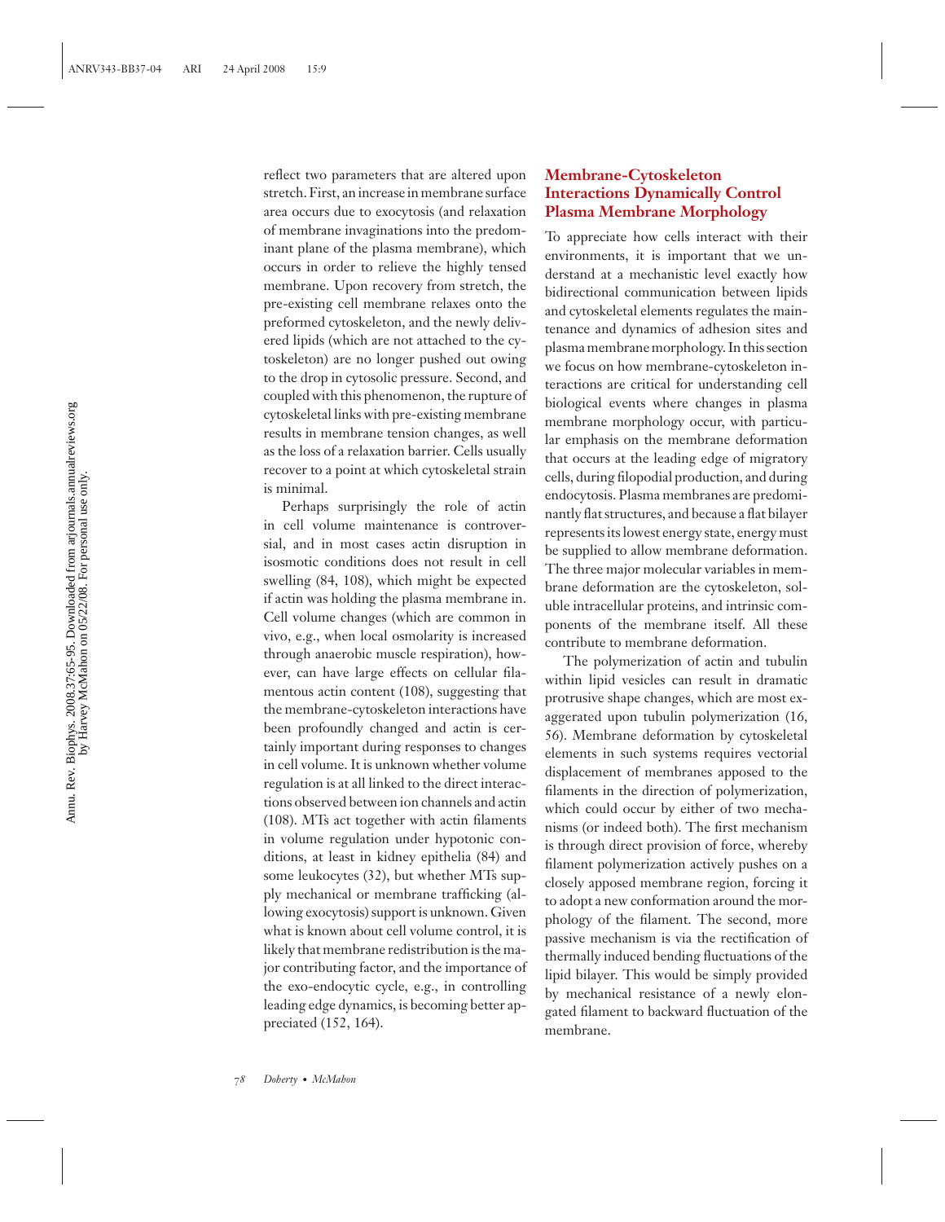reflect two parameters that are altered upon stretch. First, an increase in membrane surface area occurs due to exocytosis (and relaxation of membrane invaginations into the predominant plane of the plasma membrane), which occurs in order to relieve the highly tensed membrane. Upon recovery from stretch, the pre-existing cell membrane relaxes onto the preformed cytoskeleton, and the newly delivered lipids (which are not attached to the cytoskeleton) are no longer pushed out owing to the drop in cytosolic pressure. Second, and coupled with this phenomenon, the rupture of cytoskeletal links with pre-existing membrane results in membrane tension changes, as well as the loss of a relaxation barrier. Cells usually recover to a point at which cytoskeletal strain is minimal.

Perhaps surprisingly the role of actin in cell volume maintenance is controversial, and in most cases actin disruption in isosmotic conditions does not result in cell swelling (84, 108), which might be expected if actin was holding the plasma membrane in. Cell volume changes (which are common in vivo, e.g., when local osmolarity is increased through anaerobic muscle respiration), however, can have large effects on cellular filamentous actin content (108), suggesting that the membrane-cytoskeleton interactions have been profoundly changed and actin is certainly important during responses to changes in cell volume. It is unknown whether volume regulation is at all linked to the direct interactions observed between ion channels and actin (108). MTs act together with actin filaments in volume regulation under hypotonic conditions, at least in kidney epithelia (84) and some leukocytes (32), but whether MTs supply mechanical or membrane trafficking (allowing exocytosis) support is unknown. Given what is known about cell volume control, it is likely that membrane redistribution is the major contributing factor, and the importance of the exo-endocytic cycle, e.g., in controlling leading edge dynamics, is becoming better appreciated (152, 164).

## Membrane-Cytoskeleton Interactions Dynamically Control Plasma Membrane Morphology

To appreciate how cells interact with their environments, it is important that we understand at a mechanistic level exactly how bidirectional communication between lipids and cytoskeletal elements regulates the maintenance and dynamics of adhesion sites and plasma membrane morphology. In this section we focus on how membrane-cytoskeleton interactions are critical for understanding cell biological events where changes in plasma membrane morphology occur, with particular emphasis on the membrane deformation that occurs at the leading edge of migratory cells, during filopodial production, and during endocytosis. Plasma membranes are predominantly flat structures, and because a flat bilayer represents its lowest energy state, energy must be supplied to allow membrane deformation. The three major molecular variables in membrane deformation are the cytoskeleton, soluble intracellular proteins, and intrinsic components of the membrane itself. All these contribute to membrane deformation.

The polymerization of actin and tubulin within lipid vesicles can result in dramatic protrusive shape changes, which are most exaggerated upon tubulin polymerization (16, 56). Membrane deformation by cytoskeletal elements in such systems requires vectorial displacement of membranes apposed to the filaments in the direction of polymerization, which could occur by either of two mechanisms (or indeed both). The first mechanism is through direct provision of force, whereby filament polymerization actively pushes on a closely apposed membrane region, forcing it to adopt a new conformation around the morphology of the filament. The second, more passive mechanism is via the rectification of thermally induced bending fluctuations of the lipid bilayer. This would be simply provided by mechanical resistance of a newly elongated filament to backward fluctuation of the membrane.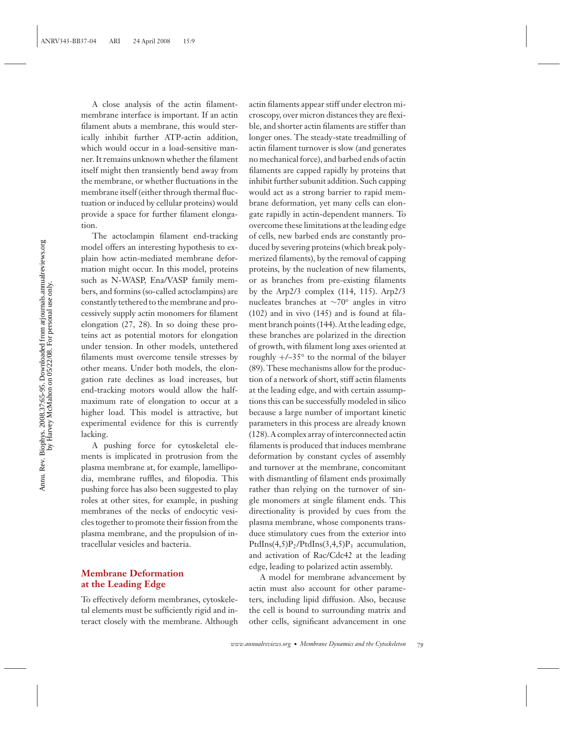A close analysis of the actin filament-membrane interface is important. If an actin filament abuts a membrane, this would sterically inhibit further ATP-actin addition, which would occur in a load-sensitive manner. It remains unknown whether the filament itself might then transiently bend away from the membrane, or whether fluctuations in the membrane itself (either through thermal fluctuation or induced by cellular proteins) would provide a space for further filament elongation.

The actoclampin filament end-tracking model offers an interesting hypothesis to explain how actin-mediated membrane deformation might occur. In this model, proteins such as N-WASP, Ena/VASP family members, and formins (so-called actoclampins) are constantly tethered to the membrane and processively supply actin monomers for filament elongation (27, 28). In so doing these proteins act as potential motors for elongation under tension. In other models, untethered filaments must overcome tensile stresses by other means. Under both models, the elongation rate declines as load increases, but end-tracking motors would allow the half-maximum rate of elongation to occur at a higher load. This model is attractive, but experimental evidence for this is currently lacking.

A pushing force for cytoskeletal elements is implicated in protrusion from the plasma membrane at, for example, lamellipodia, membrane ruffles, and filopodia. This pushing force has also been suggested to play roles at other sites, for example, in pushing membranes of the necks of endocytic vesicles together to promote their fission from the plasma membrane, and the propulsion of intracellular vesicles and bacteria.

## Membrane Deformation at the Leading Edge

To effectively deform membranes, cytoskeletal elements must be sufficiently rigid and interact closely with the membrane. Although actin filaments appear stiff under electron microscopy, over micron distances they are flexible, and shorter actin filaments are stiffer than longer ones. The steady-state treadmilling of actin filament turnover is slow (and generates no mechanical force), and barbed ends of actin filaments are capped rapidly by proteins that inhibit further subunit addition. Such capping would act as a strong barrier to rapid membrane deformation, yet many cells can elongate rapidly in actin-dependent manners. To overcome these limitations at the leading edge of cells, new barbed ends are constantly produced by severing proteins (which break polymerized filaments), by the removal of capping proteins, by the nucleation of new filaments, or as branches from pre-existing filaments by the Arp2/3 complex (114, 115). Arp2/3 nucleates branches at ~70° angles in vitro (102) and in vivo (145) and is found at filament branch points (144). At the leading edge, these branches are polarized in the direction of growth, with filament long axes oriented at roughly +/–35° to the normal of the bilayer (89). These mechanisms allow for the production of a network of short, stiff actin filaments at the leading edge, and with certain assumptions this can be successfully modeled in silico because a large number of important kinetic parameters in this process are already known (128). A complex array of interconnected actin filaments is produced that induces membrane deformation by constant cycles of assembly and turnover at the membrane, concomitant with dismantling of filament ends proximally rather than relying on the turnover of single monomers at single filament ends. This directionality is provided by cues from the plasma membrane, whose components transduce stimulatory cues from the exterior into $PtdIns(4,5)P_2$/$PtdIns(3,4,5)P_3$ accumulation, and activation of Rac/Cdc42 at the leading edge, leading to polarized actin assembly.

A model for membrane advancement by actin must also account for other parameters, including lipid diffusion. Also, because the cell is bound to surrounding matrix and other cells, significant advancement in one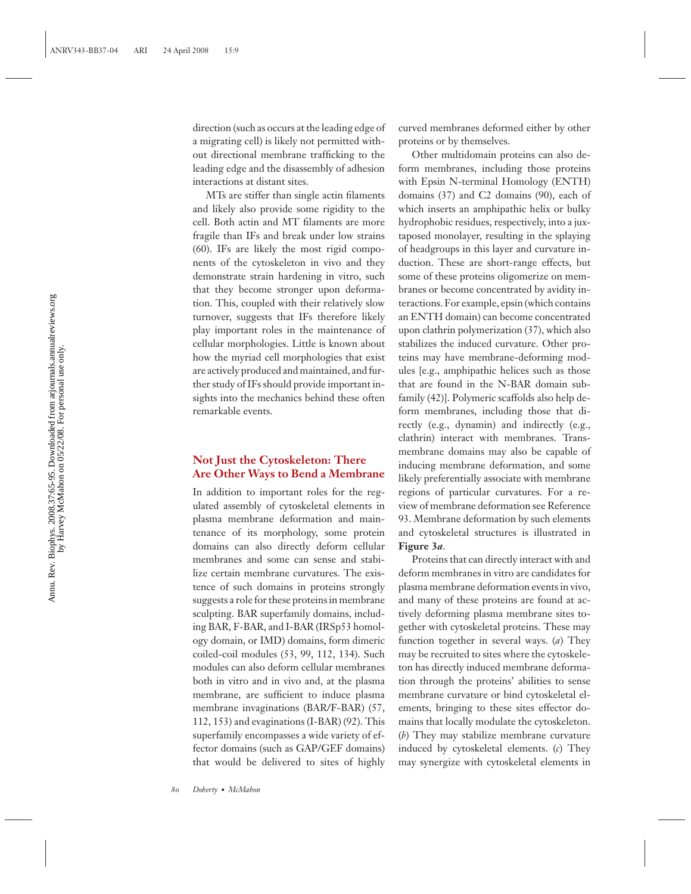direction (such as occurs at the leading edge of a migrating cell) is likely not permitted without directional membrane trafficking to the leading edge and the disassembly of adhesion interactions at distant sites.

MTs are stiffer than single actin filaments and likely also provide some rigidity to the cell. Both actin and MT filaments are more fragile than IFs and break under low strains (60). IFs are likely the most rigid components of the cytoskeleton in vivo and they demonstrate strain hardening in vitro, such that they become stronger upon deformation. This, coupled with their relatively slow turnover, suggests that IFs therefore likely play important roles in the maintenance of cellular morphologies. Little is known about how the myriad cell morphologies that exist are actively produced and maintained, and further study of IFs should provide important insights into the mechanics behind these often remarkable events.

## Not Just the Cytoskeleton: There Are Other Ways to Bend a Membrane

In addition to important roles for the regulated assembly of cytoskeletal elements in plasma membrane deformation and maintenance of its morphology, some protein domains can also directly deform cellular membranes and some can sense and stabilize certain membrane curvatures. The existence of such domains in proteins strongly suggests a role for these proteins in membrane sculpting. BAR superfamily domains, including BAR, F-BAR, and I-BAR (IRSp53 homology domain, or IMD) domains, form dimeric coiled-coil modules (53, 99, 112, 134). Such modules can also deform cellular membranes both in vitro and in vivo and, at the plasma membrane, are sufficient to induce plasma membrane invaginations (BAR/F-BAR) (57, 112, 153) and evaginations (I-BAR) (92). This superfamily encompasses a wide variety of effector domains (such as GAP/GEF domains) that would be delivered to sites of highly curved membranes deformed either by other proteins or by themselves.

Other multidomain proteins can also deform membranes, including those proteins with Epsin N-terminal Homology (ENTH) domains (37) and C2 domains (90), each of which inserts an amphipathic helix or bulky hydrophobic residues, respectively, into a juxtaposed monolayer, resulting in the splaying of headgroups in this layer and curvature induction. These are short-range effects, but some of these proteins oligomerize on membranes or become concentrated by avidity interactions. For example, epsin (which contains an ENTH domain) can become concentrated upon clathrin polymerization (37), which also stabilizes the induced curvature. Other proteins may have membrane-deforming modules [e.g., amphipathic helices such as those that are found in the N-BAR domain subfamily (42)]. Polymeric scaffolds also help deform membranes, including those that directly (e.g., dynamin) and indirectly (e.g., clathrin) interact with membranes. Transmembrane domains may also be capable of inducing membrane deformation, and some likely preferentially associate with membrane regions of particular curvatures. For a review of membrane deformation see Reference 93. Membrane deformation by such elements and cytoskeletal structures is illustrated in **Figure 3*a***.

Proteins that can directly interact with and deform membranes in vitro are candidates for plasma membrane deformation events in vivo, and many of these proteins are found at actively deforming plasma membrane sites together with cytoskeletal proteins. These may function together in several ways. (*a*) They may be recruited to sites where the cytoskeleton has directly induced membrane deformation through the proteins' abilities to sense membrane curvature or bind cytoskeletal elements, bringing to these sites effector domains that locally modulate the cytoskeleton. (*b*) They may stabilize membrane curvature induced by cytoskeletal elements. (*c*) They may synergize with cytoskeletal elements in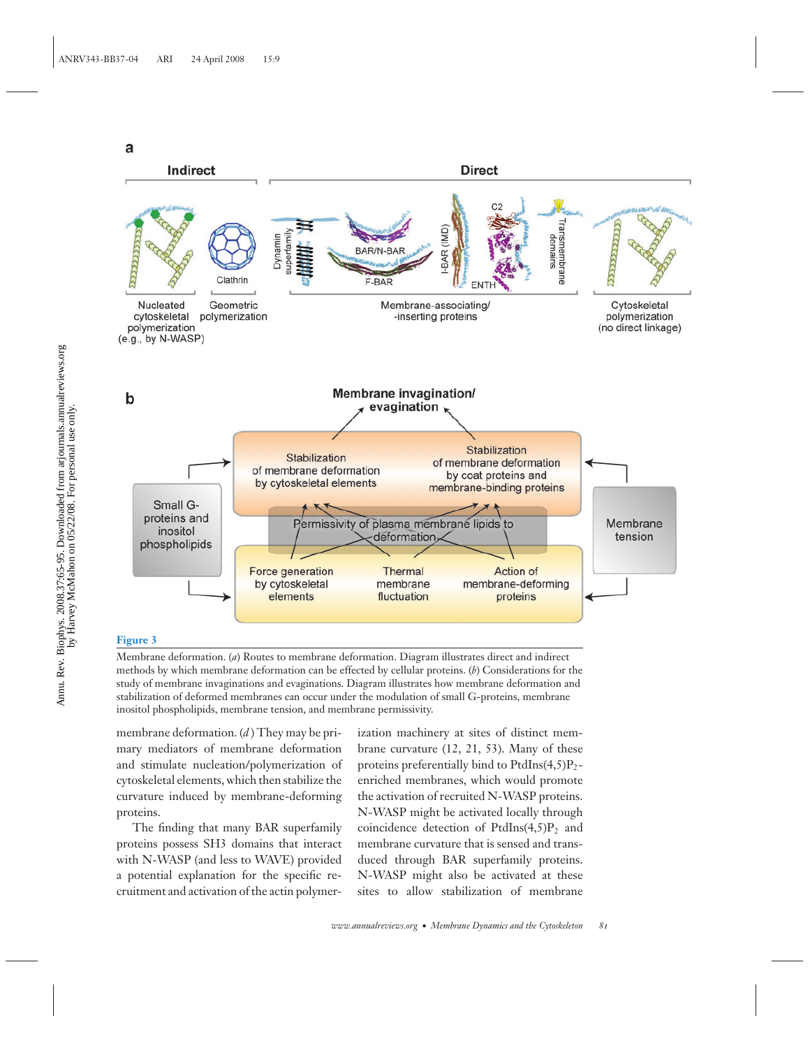**Figure 3**

Membrane deformation. (*a*) Routes to membrane deformation. Diagram illustrates direct and indirect methods by which membrane deformation can be effected by cellular proteins. (*b*) Considerations for the study of membrane invaginations and evaginations. Diagram illustrates how membrane deformation and stabilization of deformed membranes can occur under the modulation of small G-proteins, membrane inositol phospholipids, membrane tension, and membrane permissivity.

membrane deformation. (*d*) They may be primary mediators of membrane deformation and stimulate nucleation/polymerization of cytoskeletal elements, which then stabilize the curvature induced by membrane-deforming proteins.

The finding that many BAR superfamily proteins possess SH3 domains that interact with N-WASP (and less to WAVE) provided a potential explanation for the specific recruitment and activation of the actin polymerization machinery at sites of distinct membrane curvature (12, 21, 53). Many of these proteins preferentially bind to PtdIns(4,5)$P_2$-enriched membranes, which would promote the activation of recruited N-WASP proteins. N-WASP might be activated locally through coincidence detection of PtdIns(4,5)$P_2$ and membrane curvature that is sensed and transduced through BAR superfamily proteins. N-WASP might also be activated at these sites to allow stabilization of membrane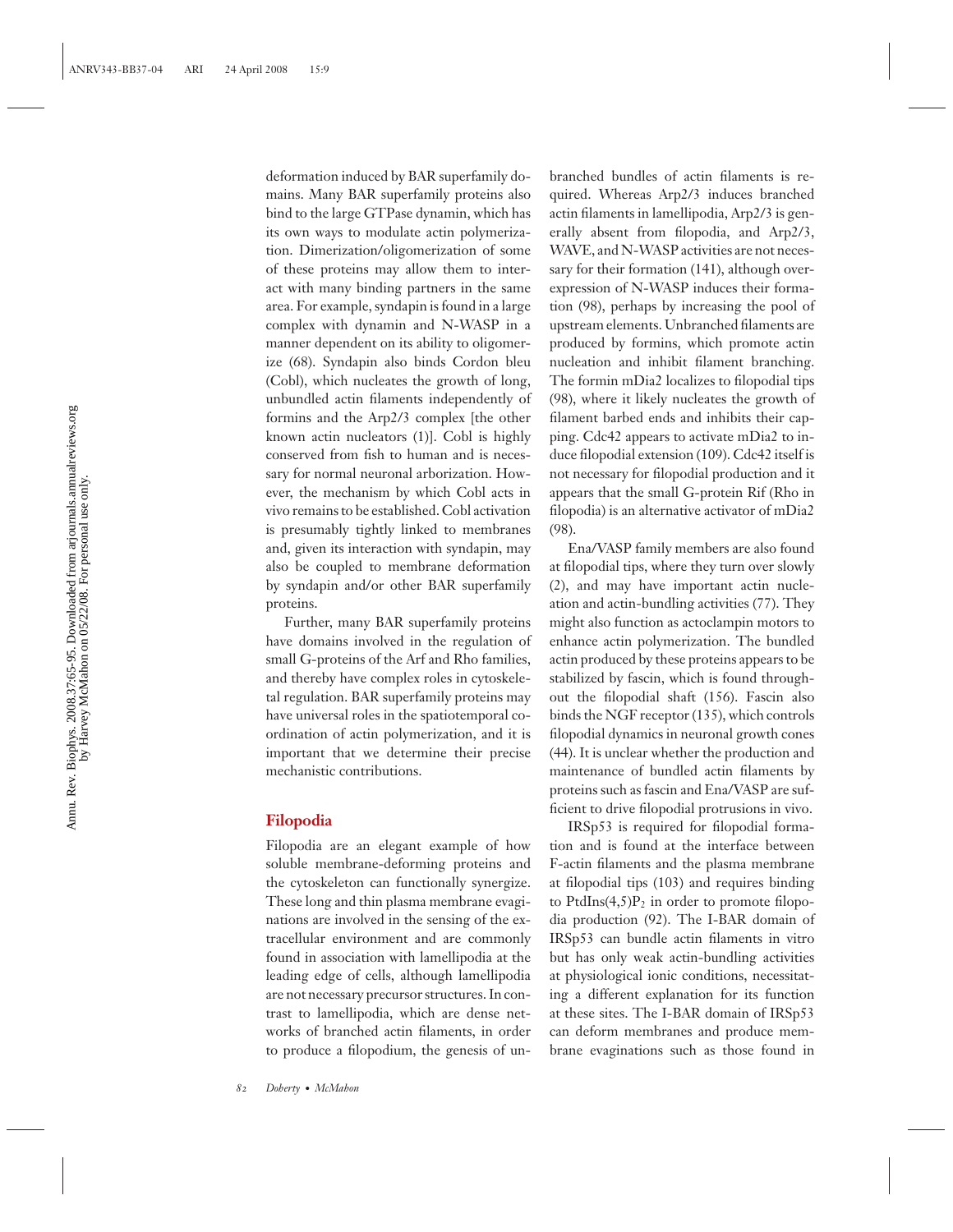deformation induced by BAR superfamily domains. Many BAR superfamily proteins also bind to the large GTPase dynamin, which has its own ways to modulate actin polymerization. Dimerization/oligomerization of some of these proteins may allow them to interact with many binding partners in the same area. For example, syndapin is found in a large complex with dynamin and N-WASP in a manner dependent on its ability to oligomerize (68). Syndapin also binds Cordon bleu (Cobl), which nucleates the growth of long, unbundled actin filaments independently of formins and the Arp2/3 complex [the other known actin nucleators (1)]. Cobl is highly conserved from fish to human and is necessary for normal neuronal arborization. However, the mechanism by which Cobl acts in vivo remains to be established. Cobl activation is presumably tightly linked to membranes and, given its interaction with syndapin, may also be coupled to membrane deformation by syndapin and/or other BAR superfamily proteins.

Further, many BAR superfamily proteins have domains involved in the regulation of small G-proteins of the Arf and Rho families, and thereby have complex roles in cytoskeletal regulation. BAR superfamily proteins may have universal roles in the spatiotemporal coordination of actin polymerization, and it is important that we determine their precise mechanistic contributions.

## Filopodia

Filopodia are an elegant example of how soluble membrane-deforming proteins and the cytoskeleton can functionally synergize. These long and thin plasma membrane evaginations are involved in the sensing of the extracellular environment and are commonly found in association with lamellipodia at the leading edge of cells, although lamellipodia are not necessary precursor structures. In contrast to lamellipodia, which are dense networks of branched actin filaments, in order to produce a filopodium, the genesis of unbranched bundles of actin filaments is required. Whereas Arp2/3 induces branched actin filaments in lamellipodia, Arp2/3 is generally absent from filopodia, and Arp2/3, WAVE, and N-WASP activities are not necessary for their formation (141), although overexpression of N-WASP induces their formation (98), perhaps by increasing the pool of upstream elements. Unbranched filaments are produced by formins, which promote actin nucleation and inhibit filament branching. The formin mDia2 localizes to filopodial tips (98), where it likely nucleates the growth of filament barbed ends and inhibits their capping. Cdc42 appears to activate mDia2 to induce filopodial extension (109). Cdc42 itself is not necessary for filopodial production and it appears that the small G-protein Rif (Rho in filopodia) is an alternative activator of mDia2 (98).

Ena/VASP family members are also found at filopodial tips, where they turn over slowly (2), and may have important actin nucleation and actin-bundling activities (77). They might also function as actoclampin motors to enhance actin polymerization. The bundled actin produced by these proteins appears to be stabilized by fascin, which is found throughout the filopodial shaft (156). Fascin also binds the NGF receptor (135), which controls filopodial dynamics in neuronal growth cones (44). It is unclear whether the production and maintenance of bundled actin filaments by proteins such as fascin and Ena/VASP are sufficient to drive filopodial protrusions in vivo.

IRSp53 is required for filopodial formation and is found at the interface between F-actin filaments and the plasma membrane at filopodial tips (103) and requires binding to PtdIns(4,5)$P_2$ in order to promote filopodia production (92). The I-BAR domain of IRSp53 can bundle actin filaments in vitro but has only weak actin-bundling activities at physiological ionic conditions, necessitating a different explanation for its function at these sites. The I-BAR domain of IRSp53 can deform membranes and produce membrane evaginations such as those found in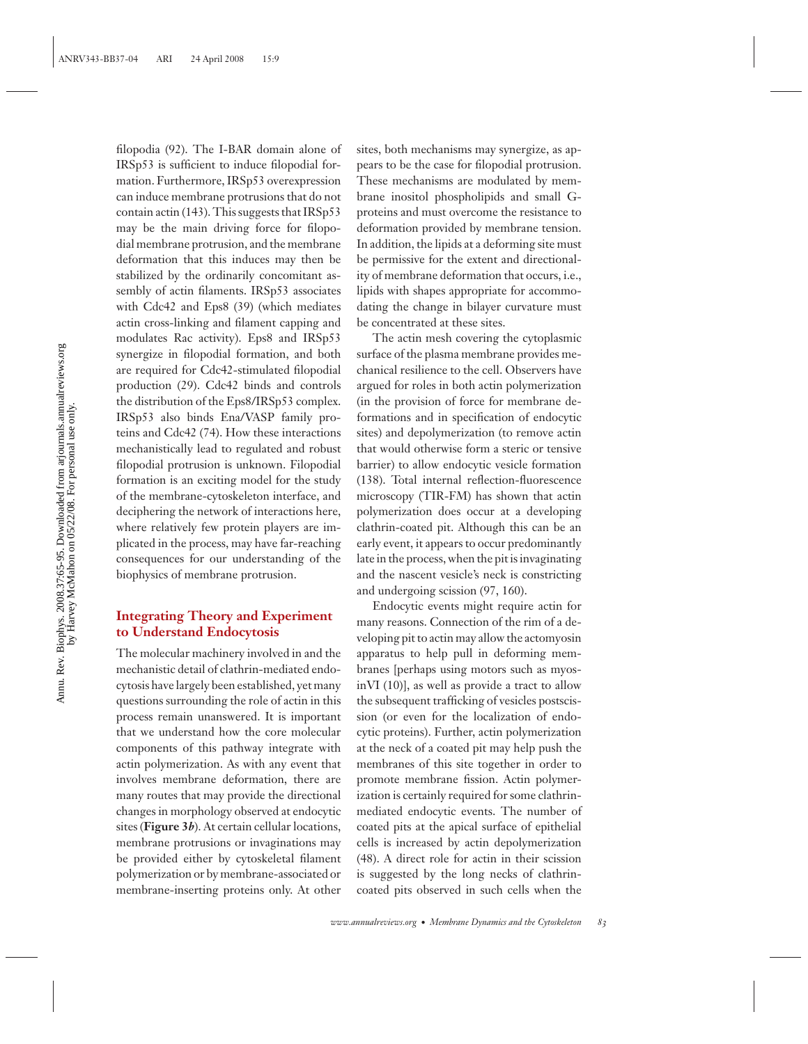filopodia (92). The I-BAR domain alone of IRSp53 is sufficient to induce filopodial formation. Furthermore, IRSp53 overexpression can induce membrane protrusions that do not contain actin (143). This suggests that IRSp53 may be the main driving force for filopodial membrane protrusion, and the membrane deformation that this induces may then be stabilized by the ordinarily concomitant assembly of actin filaments. IRSp53 associates with Cdc42 and Eps8 (39) (which mediates actin cross-linking and filament capping and modulates Rac activity). Eps8 and IRSp53 synergize in filopodial formation, and both are required for Cdc42-stimulated filopodial production (29). Cdc42 binds and controls the distribution of the Eps8/IRSp53 complex. IRSp53 also binds Ena/VASP family proteins and Cdc42 (74). How these interactions mechanistically lead to regulated and robust filopodial protrusion is unknown. Filopodial formation is an exciting model for the study of the membrane-cytoskeleton interface, and deciphering the network of interactions here, where relatively few protein players are implicated in the process, may have far-reaching consequences for our understanding of the biophysics of membrane protrusion.

## Integrating Theory and Experiment to Understand Endocytosis

The molecular machinery involved in and the mechanistic detail of clathrin-mediated endocytosis have largely been established, yet many questions surrounding the role of actin in this process remain unanswered. It is important that we understand how the core molecular components of this pathway integrate with actin polymerization. As with any event that involves membrane deformation, there are many routes that may provide the directional changes in morphology observed at endocytic sites (**Figure 3*b***). At certain cellular locations, membrane protrusions or invaginations may be provided either by cytoskeletal filament polymerization or by membrane-associated or membrane-inserting proteins only. At other sites, both mechanisms may synergize, as appears to be the case for filopodial protrusion. These mechanisms are modulated by membrane inositol phospholipids and small G-proteins and must overcome the resistance to deformation provided by membrane tension. In addition, the lipids at a deforming site must be permissive for the extent and directionality of membrane deformation that occurs, i.e., lipids with shapes appropriate for accommodating the change in bilayer curvature must be concentrated at these sites.

The actin mesh covering the cytoplasmic surface of the plasma membrane provides mechanical resilience to the cell. Observers have argued for roles in both actin polymerization (in the provision of force for membrane deformations and in specification of endocytic sites) and depolymerization (to remove actin that would otherwise form a steric or tensive barrier) to allow endocytic vesicle formation (138). Total internal reflection-fluorescence microscopy (TIR-FM) has shown that actin polymerization does occur at a developing clathrin-coated pit. Although this can be an early event, it appears to occur predominantly late in the process, when the pit is invaginating and the nascent vesicle's neck is constricting and undergoing scission (97, 160).

Endocytic events might require actin for many reasons. Connection of the rim of a developing pit to actin may allow the actomyosin apparatus to help pull in deforming membranes [perhaps using motors such as myosinVI (10)], as well as provide a tract to allow the subsequent trafficking of vesicles postscission (or even for the localization of endocytic proteins). Further, actin polymerization at the neck of a coated pit may help push the membranes of this site together in order to promote membrane fission. Actin polymerization is certainly required for some clathrin-mediated endocytic events. The number of coated pits at the apical surface of epithelial cells is increased by actin depolymerization (48). A direct role for actin in their scission is suggested by the long necks of clathrin-coated pits observed in such cells when the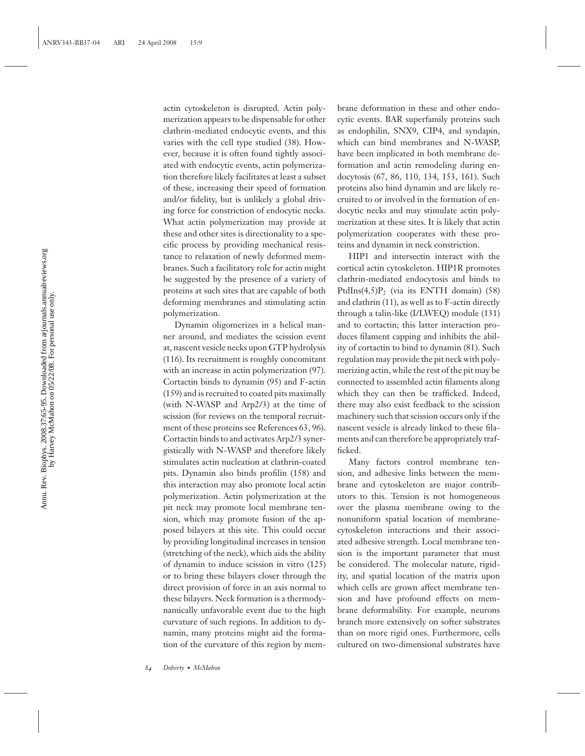actin cytoskeleton is disrupted. Actin polymerization appears to be dispensable for other clathrin-mediated endocytic events, and this varies with the cell type studied (38). However, because it is often found tightly associated with endocytic events, actin polymerization therefore likely facilitates at least a subset of these, increasing their speed of formation and/or fidelity, but is unlikely a global driving force for constriction of endocytic necks. What actin polymerization may provide at these and other sites is directionality to a specific process by providing mechanical resistance to relaxation of newly deformed membranes. Such a facilitatory role for actin might be suggested by the presence of a variety of proteins at such sites that are capable of both deforming membranes and stimulating actin polymerization.

Dynamin oligomerizes in a helical manner around, and mediates the scission event at, nascent vesicle necks upon GTP hydrolysis (116). Its recruitment is roughly concomitant with an increase in actin polymerization (97). Cortactin binds to dynamin (95) and F-actin (159) and is recruited to coated pits maximally (with N-WASP and Arp2/3) at the time of scission (for reviews on the temporal recruitment of these proteins see References 63, 96). Cortactin binds to and activates Arp2/3 synergistically with N-WASP and therefore likely stimulates actin nucleation at clathrin-coated pits. Dynamin also binds profilin (158) and this interaction may also promote local actin polymerization. Actin polymerization at the pit neck may promote local membrane tension, which may promote fusion of the apposed bilayers at this site. This could occur by providing longitudinal increases in tension (stretching of the neck), which aids the ability of dynamin to induce scission in vitro (125) or to bring these bilayers closer through the direct provision of force in an axis normal to these bilayers. Neck formation is a thermodynamically unfavorable event due to the high curvature of such regions. In addition to dynamin, many proteins might aid the formation of the curvature of this region by membrane deformation in these and other endocytic events. BAR superfamily proteins such as endophilin, SNX9, CIP4, and syndapin, which can bind membranes and N-WASP, have been implicated in both membrane deformation and actin remodeling during endocytosis (67, 86, 110, 134, 153, 161). Such proteins also bind dynamin and are likely recruited to or involved in the formation of endocytic necks and may stimulate actin polymerization at these sites. It is likely that actin polymerization cooperates with these proteins and dynamin in neck constriction.

HIP1 and intersectin interact with the cortical actin cytoskeleton. HIP1R promotes clathrin-mediated endocytosis and binds to PtdIns(4,5)$P_2$ (via its ENTH domain) (58) and clathrin (11), as well as to F-actin directly through a talin-like (I/LWEQ) module (131) and to cortactin; this latter interaction produces filament capping and inhibits the ability of cortactin to bind to dynamin (81). Such regulation may provide the pit neck with polymerizing actin, while the rest of the pit may be connected to assembled actin filaments along which they can then be trafficked. Indeed, there may also exist feedback to the scission machinery such that scission occurs only if the nascent vesicle is already linked to these filaments and can therefore be appropriately trafficked.

Many factors control membrane tension, and adhesive links between the membrane and cytoskeleton are major contributors to this. Tension is not homogeneous over the plasma membrane owing to the nonuniform spatial location of membrane-cytoskeleton interactions and their associated adhesive strength. Local membrane tension is the important parameter that must be considered. The molecular nature, rigidity, and spatial location of the matrix upon which cells are grown affect membrane tension and have profound effects on membrane deformability. For example, neurons branch more extensively on softer substrates than on more rigid ones. Furthermore, cells cultured on two-dimensional substrates have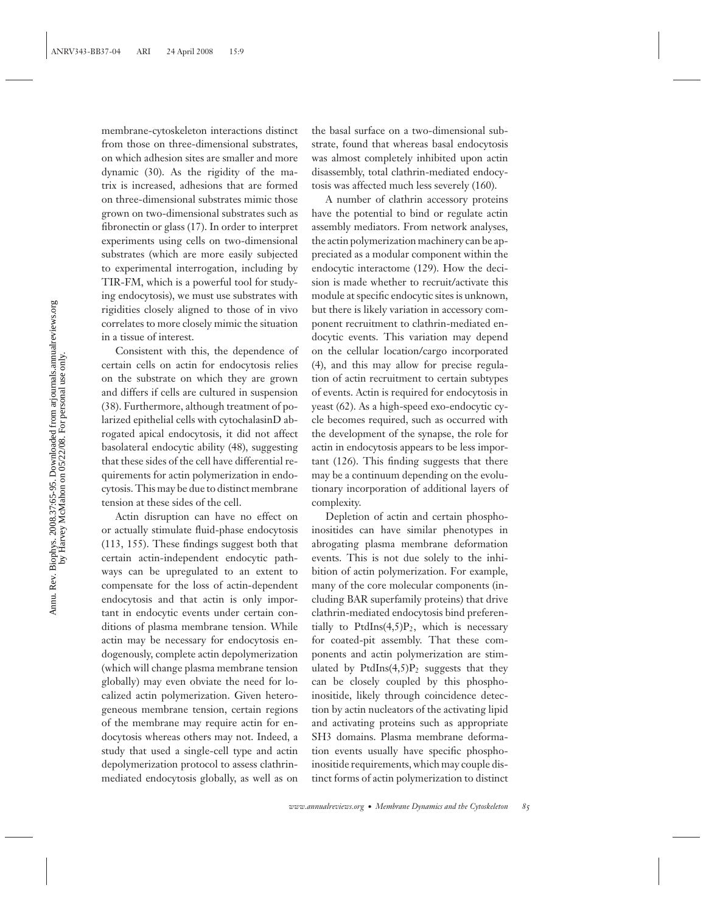membrane-cytoskeleton interactions distinct from those on three-dimensional substrates, on which adhesion sites are smaller and more dynamic (30). As the rigidity of the matrix is increased, adhesions that are formed on three-dimensional substrates mimic those grown on two-dimensional substrates such as fibronectin or glass (17). In order to interpret experiments using cells on two-dimensional substrates (which are more easily subjected to experimental interrogation, including by TIR-FM, which is a powerful tool for studying endocytosis), we must use substrates with rigidities closely aligned to those of in vivo correlates to more closely mimic the situation in a tissue of interest.

Consistent with this, the dependence of certain cells on actin for endocytosis relies on the substrate on which they are grown and differs if cells are cultured in suspension (38). Furthermore, although treatment of polarized epithelial cells with cytochalasinD abrogated apical endocytosis, it did not affect basolateral endocytic ability (48), suggesting that these sides of the cell have differential requirements for actin polymerization in endocytosis. This may be due to distinct membrane tension at these sides of the cell.

Actin disruption can have no effect on or actually stimulate fluid-phase endocytosis (113, 155). These findings suggest both that certain actin-independent endocytic pathways can be upregulated to an extent to compensate for the loss of actin-dependent endocytosis and that actin is only important in endocytic events under certain conditions of plasma membrane tension. While actin may be necessary for endocytosis endogenously, complete actin depolymerization (which will change plasma membrane tension globally) may even obviate the need for localized actin polymerization. Given heterogeneous membrane tension, certain regions of the membrane may require actin for endocytosis whereas others may not. Indeed, a study that used a single-cell type and actin depolymerization protocol to assess clathrin-mediated endocytosis globally, as well as on the basal surface on a two-dimensional substrate, found that whereas basal endocytosis was almost completely inhibited upon actin disassembly, total clathrin-mediated endocytosis was affected much less severely (160).

A number of clathrin accessory proteins have the potential to bind or regulate actin assembly mediators. From network analyses, the actin polymerization machinery can be appreciated as a modular component within the endocytic interactome (129). How the decision is made whether to recruit/activate this module at specific endocytic sites is unknown, but there is likely variation in accessory component recruitment to clathrin-mediated endocytic events. This variation may depend on the cellular location/cargo incorporated (4), and this may allow for precise regulation of actin recruitment to certain subtypes of events. Actin is required for endocytosis in yeast (62). As a high-speed exo-endocytic cycle becomes required, such as occurred with the development of the synapse, the role for actin in endocytosis appears to be less important (126). This finding suggests that there may be a continuum depending on the evolutionary incorporation of additional layers of complexity.

Depletion of actin and certain phosphoinositides can have similar phenotypes in abrogating plasma membrane deformation events. This is not due solely to the inhibition of actin polymerization. For example, many of the core molecular components (including BAR superfamily proteins) that drive clathrin-mediated endocytosis bind preferentially to PtdIns(4,5)$P_2$, which is necessary for coated-pit assembly. That these components and actin polymerization are stimulated by PtdIns(4,5)$P_2$ suggests that they can be closely coupled by this phosphoinositide, likely through coincidence detection by actin nucleators of the activating lipid and activating proteins such as appropriate SH3 domains. Plasma membrane deformation events usually have specific phosphoinositide requirements, which may couple distinct forms of actin polymerization to distinct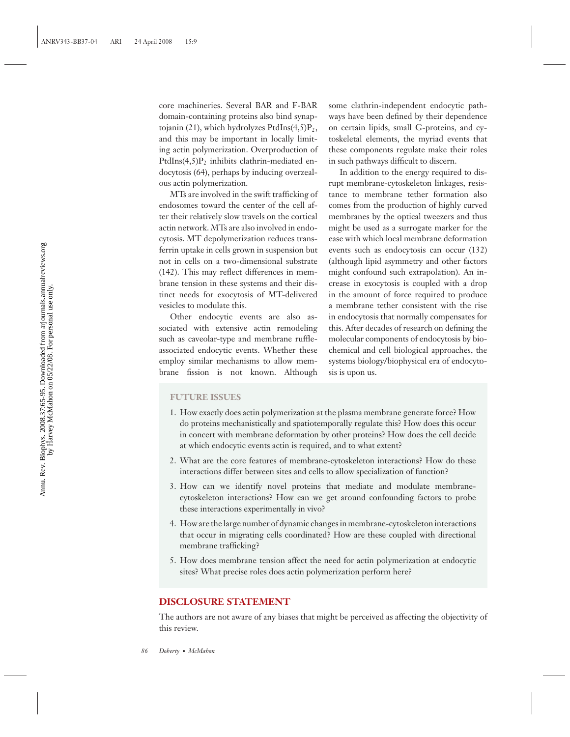core machineries. Several BAR and F-BAR domain-containing proteins also bind synaptojanin (21), which hydrolyzes PtdIns(4,5)$P_2$, and this may be important in locally limiting actin polymerization. Overproduction of PtdIns(4,5)$P_2$ inhibits clathrin-mediated endocytosis (64), perhaps by inducing overzealous actin polymerization.

MTs are involved in the swift trafficking of endosomes toward the center of the cell after their relatively slow travels on the cortical actin network. MTs are also involved in endocytosis. MT depolymerization reduces transferrin uptake in cells grown in suspension but not in cells on a two-dimensional substrate (142). This may reflect differences in membrane tension in these systems and their distinct needs for exocytosis of MT-delivered vesicles to modulate this.

Other endocytic events are also associated with extensive actin remodeling such as caveolar-type and membrane ruffle-associated endocytic events. Whether these employ similar mechanisms to allow membrane fission is not known. Although some clathrin-independent endocytic pathways have been defined by their dependence on certain lipids, small G-proteins, and cytoskeletal elements, the myriad events that these components regulate make their roles in such pathways difficult to discern.

In addition to the energy required to disrupt membrane-cytoskeleton linkages, resistance to membrane tether formation also comes from the production of highly curved membranes by the optical tweezers and thus might be used as a surrogate marker for the ease with which local membrane deformation events such as endocytosis can occur (132) (although lipid asymmetry and other factors might confound such extrapolation). An increase in exocytosis is coupled with a drop in the amount of force required to produce a membrane tether consistent with the rise in endocytosis that normally compensates for this. After decades of research on defining the molecular components of endocytosis by biochemical and cell biological approaches, the systems biology/biophysical era of endocytosis is upon us.

## FUTURE ISSUES

1. How exactly does actin polymerization at the plasma membrane generate force? How do proteins mechanistically and spatiotemporally regulate this? How does this occur in concert with membrane deformation by other proteins? How does the cell decide at which endocytic events actin is required, and to what extent?
2. What are the core features of membrane-cytoskeleton interactions? How do these interactions differ between sites and cells to allow specialization of function?
3. How can we identify novel proteins that mediate and modulate membrane-cytoskeleton interactions? How can we get around confounding factors to probe these interactions experimentally in vivo?
4. How are the large number of dynamic changes in membrane-cytoskeleton interactions that occur in migrating cells coordinated? How are these coupled with directional membrane trafficking?
5. How does membrane tension affect the need for actin polymerization at endocytic sites? What precise roles does actin polymerization perform here?

## DISCLOSURE STATEMENT

The authors are not aware of any biases that might be perceived as affecting the objectivity of this review.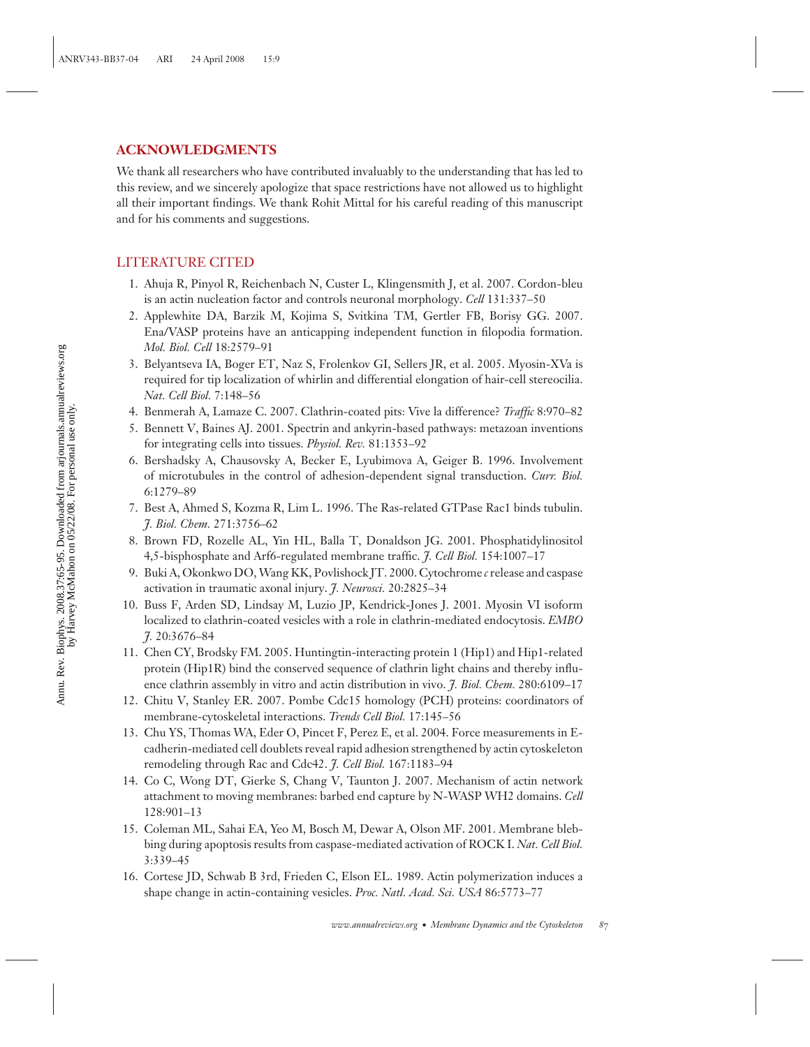## ACKNOWLEDGMENTS

We thank all researchers who have contributed invaluably to the understanding that has led to this review, and we sincerely apologize that space restrictions have not allowed us to highlight all their important findings. We thank Rohit Mittal for his careful reading of this manuscript and for his comments and suggestions.

## LITERATURE CITED

1. Ahuja R, Pinyol R, Reichenbach N, Custer L, Klingensmith J, et al. 2007. Cordon-bleu is an actin nucleation factor and controls neuronal morphology. *Cell* 131:337–50
2. Applewhite DA, Barzik M, Kojima S, Svitkina TM, Gertler FB, Borisy GG. 2007. Ena/VASP proteins have an anticapping independent function in filopodia formation. *Mol. Biol. Cell* 18:2579–91
3. Belyantseva IA, Boger ET, Naz S, Frolenkov GI, Sellers JR, et al. 2005. Myosin-XVa is required for tip localization of whirlin and differential elongation of hair-cell stereocilia. *Nat. Cell Biol.* 7:148–56
4. Benmerah A, Lamaze C. 2007. Clathrin-coated pits: Vive la difference? *Traffic* 8:970–82
5. Bennett V, Baines AJ. 2001. Spectrin and ankyrin-based pathways: metazoan inventions for integrating cells into tissues. *Physiol. Rev.* 81:1353–92
6. Bershadsky A, Chausovsky A, Becker E, Lyubimova A, Geiger B. 1996. Involvement of microtubules in the control of adhesion-dependent signal transduction. *Curr. Biol.* 6:1279–89
7. Best A, Ahmed S, Kozma R, Lim L. 1996. The Ras-related GTPase Rac1 binds tubulin. *J. Biol. Chem.* 271:3756–62
8. Brown FD, Rozelle AL, Yin HL, Balla T, Donaldson JG. 2001. Phosphatidylinositol 4,5-bisphosphate and Arf6-regulated membrane traffic. *J. Cell Biol.* 154:1007–17
9. Buki A, Okonkwo DO, Wang KK, Povlishock JT. 2000. Cytochrome *c* release and caspase activation in traumatic axonal injury. *J. Neurosci.* 20:2825–34
10. Buss F, Arden SD, Lindsay M, Luzio JP, Kendrick-Jones J. 2001. Myosin VI isoform localized to clathrin-coated vesicles with a role in clathrin-mediated endocytosis. *EMBO J.* 20:3676–84
11. Chen CY, Brodsky FM. 2005. Huntingtin-interacting protein 1 (Hip1) and Hip1-related protein (Hip1R) bind the conserved sequence of clathrin light chains and thereby influence clathrin assembly in vitro and actin distribution in vivo. *J. Biol. Chem.* 280:6109–17
12. Chitu V, Stanley ER. 2007. Pombe Cdc15 homology (PCH) proteins: coordinators of membrane-cytoskeletal interactions. *Trends Cell Biol.* 17:145–56
13. Chu YS, Thomas WA, Eder O, Pincet F, Perez E, et al. 2004. Force measurements in E-cadherin-mediated cell doublets reveal rapid adhesion strengthened by actin cytoskeleton remodeling through Rac and Cdc42. *J. Cell Biol.* 167:1183–94
14. Co C, Wong DT, Gierke S, Chang V, Taunton J. 2007. Mechanism of actin network attachment to moving membranes: barbed end capture by N-WASP WH2 domains. *Cell* 128:901–13
15. Coleman ML, Sahai EA, Yeo M, Bosch M, Dewar A, Olson MF. 2001. Membrane blebbing during apoptosis results from caspase-mediated activation of ROCK I. *Nat. Cell Biol.* 3:339–45
16. Cortese JD, Schwab B 3rd, Frieden C, Elson EL. 1989. Actin polymerization induces a shape change in actin-containing vesicles. *Proc. Natl. Acad. Sci. USA* 86:5773–77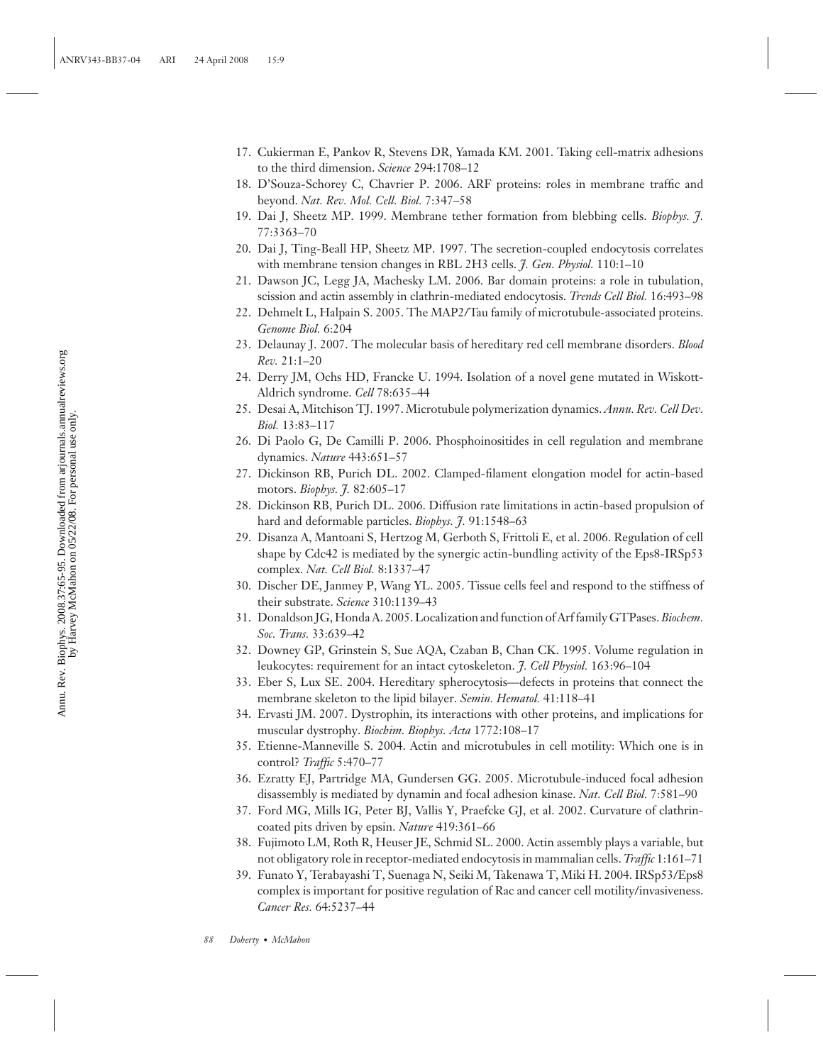17. Cukierman E, Pankov R, Stevens DR, Yamada KM. 2001. Taking cell-matrix adhesions to the third dimension. *Science* 294:1708–12
18. D'Souza-Schorey C, Chavrier P. 2006. ARF proteins: roles in membrane traffic and beyond. *Nat. Rev. Mol. Cell. Biol.* 7:347–58
19. Dai J, Sheetz MP. 1999. Membrane tether formation from blebbing cells. *Biophys. J.* 77:3363–70
20. Dai J, Ting-Beall HP, Sheetz MP. 1997. The secretion-coupled endocytosis correlates with membrane tension changes in RBL 2H3 cells. *J. Gen. Physiol.* 110:1–10
21. Dawson JC, Legg JA, Machesky LM. 2006. Bar domain proteins: a role in tubulation, scission and actin assembly in clathrin-mediated endocytosis. *Trends Cell Biol.* 16:493–98
22. Dehmelt L, Halpain S. 2005. The MAP2/Tau family of microtubule-associated proteins. *Genome Biol.* 6:204
23. Delaunay J. 2007. The molecular basis of hereditary red cell membrane disorders. *Blood Rev.* 21:1–20
24. Derry JM, Ochs HD, Francke U. 1994. Isolation of a novel gene mutated in Wiskott-Aldrich syndrome. *Cell* 78:635–44
25. Desai A, Mitchison TJ. 1997. Microtubule polymerization dynamics. *Annu. Rev. Cell Dev. Biol.* 13:83–117
26. Di Paolo G, De Camilli P. 2006. Phosphoinositides in cell regulation and membrane dynamics. *Nature* 443:651–57
27. Dickinson RB, Purich DL. 2002. Clamped-filament elongation model for actin-based motors. *Biophys. J.* 82:605–17
28. Dickinson RB, Purich DL. 2006. Diffusion rate limitations in actin-based propulsion of hard and deformable particles. *Biophys. J.* 91:1548–63
29. Disanza A, Mantoani S, Hertzog M, Gerboth S, Frittoli E, et al. 2006. Regulation of cell shape by Cdc42 is mediated by the synergic actin-bundling activity of the Eps8-IRSp53 complex. *Nat. Cell Biol.* 8:1337–47
30. Discher DE, Janmey P, Wang YL. 2005. Tissue cells feel and respond to the stiffness of their substrate. *Science* 310:1139–43
31. Donaldson JG, Honda A. 2005. Localization and function of Arf family GTPases. *Biochem. Soc. Trans.* 33:639–42
32. Downey GP, Grinstein S, Sue AQA, Czaban B, Chan CK. 1995. Volume regulation in leukocytes: requirement for an intact cytoskeleton. *J. Cell Physiol.* 163:96–104
33. Eber S, Lux SE. 2004. Hereditary spherocytosis—defects in proteins that connect the membrane skeleton to the lipid bilayer. *Semin. Hematol.* 41:118–41
34. Ervasti JM. 2007. Dystrophin, its interactions with other proteins, and implications for muscular dystrophy. *Biochim. Biophys. Acta* 1772:108–17
35. Etienne-Manneville S. 2004. Actin and microtubules in cell motility: Which one is in control? *Traffic* 5:470–77
36. Ezratty EJ, Partridge MA, Gundersen GG. 2005. Microtubule-induced focal adhesion disassembly is mediated by dynamin and focal adhesion kinase. *Nat. Cell Biol.* 7:581–90
37. Ford MG, Mills IG, Peter BJ, Vallis Y, Praefcke GJ, et al. 2002. Curvature of clathrin-coated pits driven by epsin. *Nature* 419:361–66
38. Fujimoto LM, Roth R, Heuser JE, Schmid SL. 2000. Actin assembly plays a variable, but not obligatory role in receptor-mediated endocytosis in mammalian cells. *Traffic* 1:161–71
39. Funato Y, Terabayashi T, Suenaga N, Seiki M, Takenawa T, Miki H. 2004. IRSp53/Eps8 complex is important for positive regulation of Rac and cancer cell motility/invasiveness. *Cancer Res.* 64:5237–44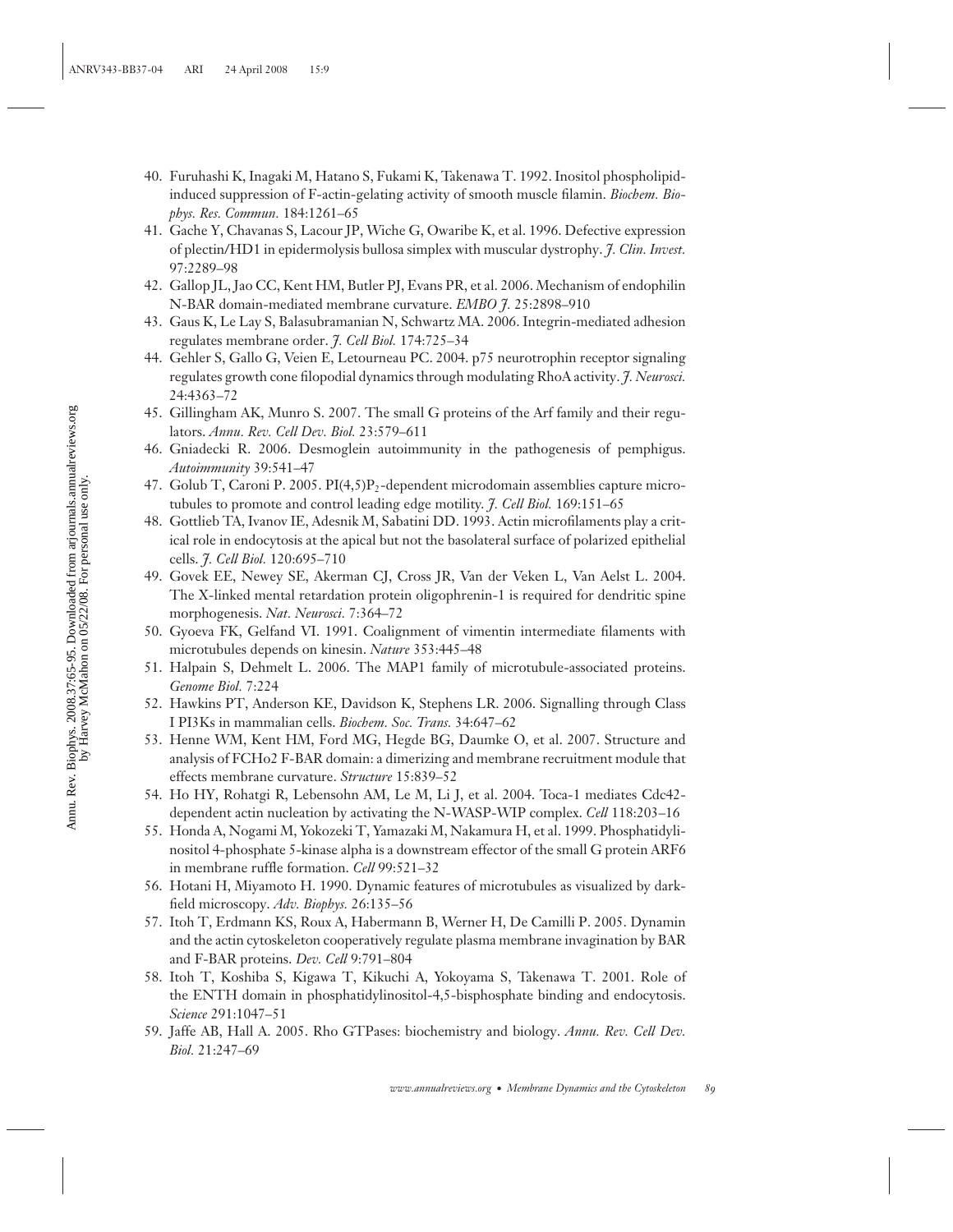40. Furuhashi K, Inagaki M, Hatano S, Fukami K, Takenawa T. 1992. Inositol phospholipid-induced suppression of F-actin-gelating activity of smooth muscle filamin. *Biochem. Biophys. Res. Commun.* 184:1261–65
41. Gache Y, Chavanas S, Lacour JP, Wiche G, Owaribe K, et al. 1996. Defective expression of plectin/HD1 in epidermolysis bullosa simplex with muscular dystrophy. *J. Clin. Invest.* 97:2289–98
42. Gallop JL, Jao CC, Kent HM, Butler PJ, Evans PR, et al. 2006. Mechanism of endophilin N-BAR domain-mediated membrane curvature. *EMBO J.* 25:2898–910
43. Gaus K, Le Lay S, Balasubramanian N, Schwartz MA. 2006. Integrin-mediated adhesion regulates membrane order. *J. Cell Biol.* 174:725–34
44. Gehler S, Gallo G, Veien E, Letourneau PC. 2004. p75 neurotrophin receptor signaling regulates growth cone filopodial dynamics through modulating RhoA activity. *J. Neurosci.* 24:4363–72
45. Gillingham AK, Munro S. 2007. The small G proteins of the Arf family and their regulators. *Annu. Rev. Cell Dev. Biol.* 23:579–611
46. Gniadecki R. 2006. Desmoglein autoimmunity in the pathogenesis of pemphigus. *Autoimmunity* 39:541–47
47. Golub T, Caroni P. 2005. PI(4,5)$P_2$-dependent microdomain assemblies capture microtubules to promote and control leading edge motility. *J. Cell Biol.* 169:151–65
48. Gottlieb TA, Ivanov IE, Adesnik M, Sabatini DD. 1993. Actin microfilaments play a critical role in endocytosis at the apical but not the basolateral surface of polarized epithelial cells. *J. Cell Biol.* 120:695–710
49. Govek EE, Newey SE, Akerman CJ, Cross JR, Van der Veken L, Van Aelst L. 2004. The X-linked mental retardation protein oligophrenin-1 is required for dendritic spine morphogenesis. *Nat. Neurosci.* 7:364–72
50. Gyoeva FK, Gelfand VI. 1991. Coalignment of vimentin intermediate filaments with microtubules depends on kinesin. *Nature* 353:445–48
51. Halpain S, Dehmelt L. 2006. The MAP1 family of microtubule-associated proteins. *Genome Biol.* 7:224
52. Hawkins PT, Anderson KE, Davidson K, Stephens LR. 2006. Signalling through Class I PI3Ks in mammalian cells. *Biochem. Soc. Trans.* 34:647–62
53. Henne WM, Kent HM, Ford MG, Hegde BG, Daumke O, et al. 2007. Structure and analysis of FCHo2 F-BAR domain: a dimerizing and membrane recruitment module that effects membrane curvature. *Structure* 15:839–52
54. Ho HY, Rohatgi R, Lebensohn AM, Le M, Li J, et al. 2004. Toca-1 mediates Cdc42-dependent actin nucleation by activating the N-WASP-WIP complex. *Cell* 118:203–16
55. Honda A, Nogami M, Yokozeki T, Yamazaki M, Nakamura H, et al. 1999. Phosphatidylinositol 4-phosphate 5-kinase alpha is a downstream effector of the small G protein ARF6 in membrane ruffle formation. *Cell* 99:521–32
56. Hotani H, Miyamoto H. 1990. Dynamic features of microtubules as visualized by dark-field microscopy. *Adv. Biophys.* 26:135–56
57. Itoh T, Erdmann KS, Roux A, Habermann B, Werner H, De Camilli P. 2005. Dynamin and the actin cytoskeleton cooperatively regulate plasma membrane invagination by BAR and F-BAR proteins. *Dev. Cell* 9:791–804
58. Itoh T, Koshiba S, Kigawa T, Kikuchi A, Yokoyama S, Takenawa T. 2001. Role of the ENTH domain in phosphatidylinositol-4,5-bisphosphate binding and endocytosis. *Science* 291:1047–51
59. Jaffe AB, Hall A. 2005. Rho GTPases: biochemistry and biology. *Annu. Rev. Cell Dev. Biol.* 21:247–69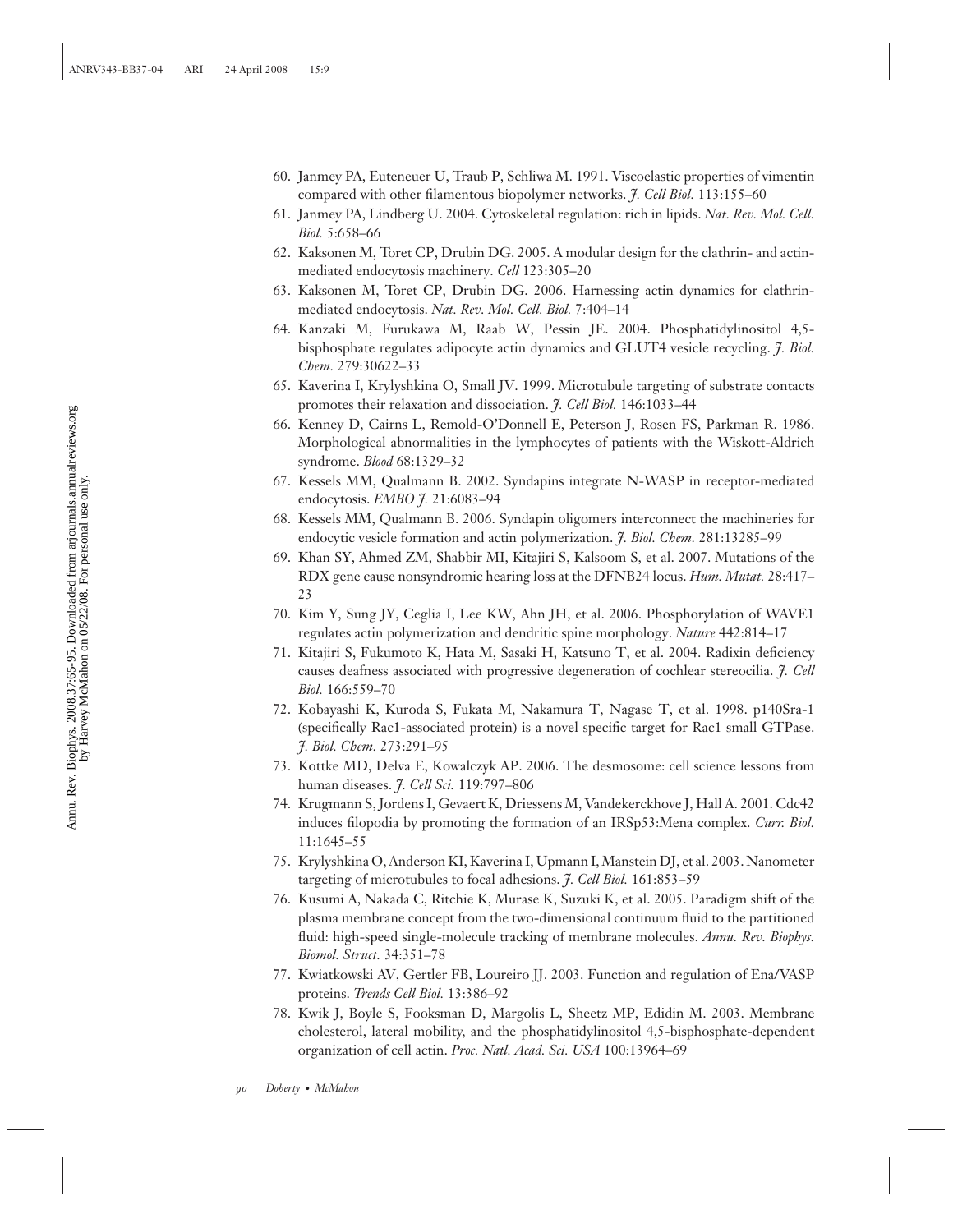60. Janmey PA, Euteneuer U, Traub P, Schliwa M. 1991. Viscoelastic properties of vimentin compared with other filamentous biopolymer networks. *J. Cell Biol.* 113:155–60
61. Janmey PA, Lindberg U. 2004. Cytoskeletal regulation: rich in lipids. *Nat. Rev. Mol. Cell. Biol.* 5:658–66
62. Kaksonen M, Toret CP, Drubin DG. 2005. A modular design for the clathrin- and actin-mediated endocytosis machinery. *Cell* 123:305–20
63. Kaksonen M, Toret CP, Drubin DG. 2006. Harnessing actin dynamics for clathrin-mediated endocytosis. *Nat. Rev. Mol. Cell. Biol.* 7:404–14
64. Kanzaki M, Furukawa M, Raab W, Pessin JE. 2004. Phosphatidylinositol 4,5-bisphosphate regulates adipocyte actin dynamics and GLUT4 vesicle recycling. *J. Biol. Chem.* 279:30622–33
65. Kaverina I, Krylyshkina O, Small JV. 1999. Microtubule targeting of substrate contacts promotes their relaxation and dissociation. *J. Cell Biol.* 146:1033–44
66. Kenney D, Cairns L, Remold-O'Donnell E, Peterson J, Rosen FS, Parkman R. 1986. Morphological abnormalities in the lymphocytes of patients with the Wiskott-Aldrich syndrome. *Blood* 68:1329–32
67. Kessels MM, Qualmann B. 2002. Syndapins integrate N-WASP in receptor-mediated endocytosis. *EMBO J.* 21:6083–94
68. Kessels MM, Qualmann B. 2006. Syndapin oligomers interconnect the machineries for endocytic vesicle formation and actin polymerization. *J. Biol. Chem.* 281:13285–99
69. Khan SY, Ahmed ZM, Shabbir MI, Kitajiri S, Kalsoom S, et al. 2007. Mutations of the RDX gene cause nonsyndromic hearing loss at the DFNB24 locus. *Hum. Mutat.* 28:417–23
70. Kim Y, Sung JY, Ceglia I, Lee KW, Ahn JH, et al. 2006. Phosphorylation of WAVE1 regulates actin polymerization and dendritic spine morphology. *Nature* 442:814–17
71. Kitajiri S, Fukumoto K, Hata M, Sasaki H, Katsuno T, et al. 2004. Radixin deficiency causes deafness associated with progressive degeneration of cochlear stereocilia. *J. Cell Biol.* 166:559–70
72. Kobayashi K, Kuroda S, Fukata M, Nakamura T, Nagase T, et al. 1998. p140Sra-1 (specifically Rac1-associated protein) is a novel specific target for Rac1 small GTPase. *J. Biol. Chem.* 273:291–95
73. Kottke MD, Delva E, Kowalczyk AP. 2006. The desmosome: cell science lessons from human diseases. *J. Cell Sci.* 119:797–806
74. Krugmann S, Jordens I, Gevaert K, Driessens M, Vandekerckhove J, Hall A. 2001. Cdc42 induces filopodia by promoting the formation of an IRSp53:Mena complex. *Curr. Biol.* 11:1645–55
75. Krylyshkina O, Anderson KI, Kaverina I, Upmann I, Manstein DJ, et al. 2003. Nanometer targeting of microtubules to focal adhesions. *J. Cell Biol.* 161:853–59
76. Kusumi A, Nakada C, Ritchie K, Murase K, Suzuki K, et al. 2005. Paradigm shift of the plasma membrane concept from the two-dimensional continuum fluid to the partitioned fluid: high-speed single-molecule tracking of membrane molecules. *Annu. Rev. Biophys. Biomol. Struct.* 34:351–78
77. Kwiatkowski AV, Gertler FB, Loureiro JJ. 2003. Function and regulation of Ena/VASP proteins. *Trends Cell Biol.* 13:386–92
78. Kwik J, Boyle S, Fooksman D, Margolis L, Sheetz MP, Edidin M. 2003. Membrane cholesterol, lateral mobility, and the phosphatidylinositol 4,5-bisphosphate-dependent organization of cell actin. *Proc. Natl. Acad. Sci. USA* 100:13964–69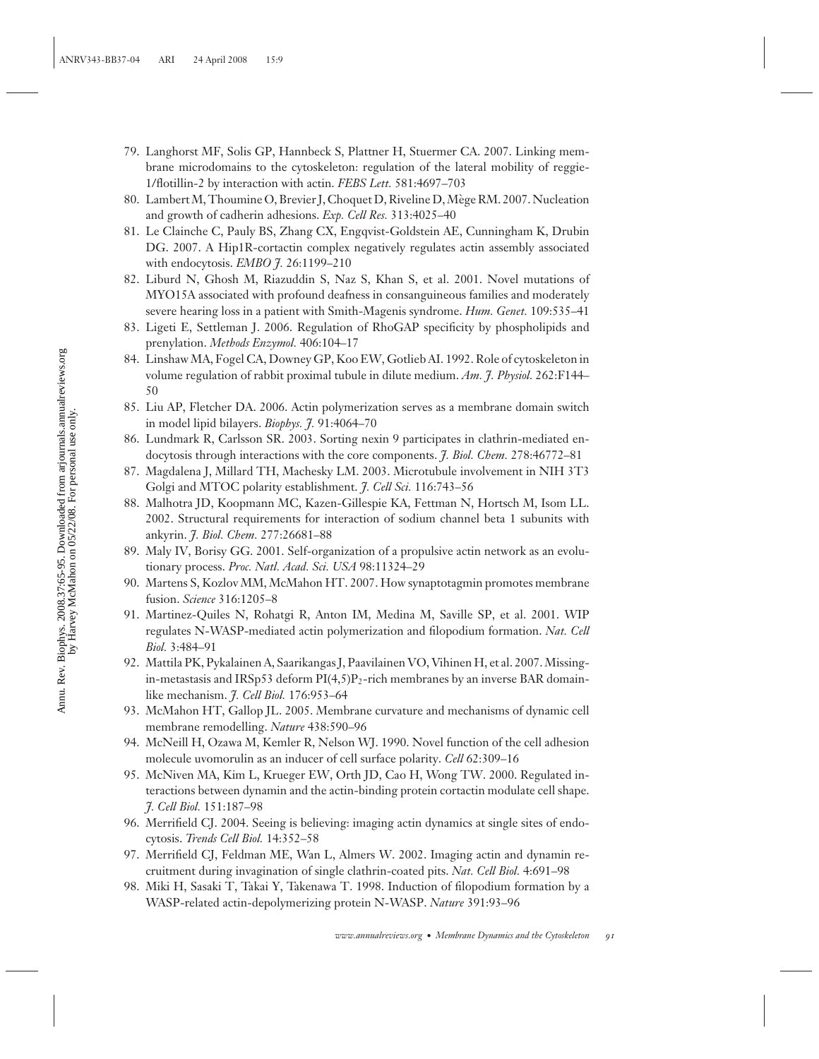79. Langhorst MF, Solis GP, Hannbeck S, Plattner H, Stuermer CA. 2007. Linking membrane microdomains to the cytoskeleton: regulation of the lateral mobility of reggie-1/flotillin-2 by interaction with actin. *FEBS Lett.* 581:4697–703
80. Lambert M, Thoumine O, Brevier J, Choquet D, Riveline D, Mège RM. 2007. Nucleation and growth of cadherin adhesions. *Exp. Cell Res.* 313:4025–40
81. Le Clainche C, Pauly BS, Zhang CX, Engqvist-Goldstein AE, Cunningham K, Drubin DG. 2007. A Hip1R-cortactin complex negatively regulates actin assembly associated with endocytosis. *EMBO J.* 26:1199–210
82. Liburd N, Ghosh M, Riazuddin S, Naz S, Khan S, et al. 2001. Novel mutations of MYO15A associated with profound deafness in consanguineous families and moderately severe hearing loss in a patient with Smith-Magenis syndrome. *Hum. Genet.* 109:535–41
83. Ligeti E, Settleman J. 2006. Regulation of RhoGAP specificity by phospholipids and prenylation. *Methods Enzymol.* 406:104–17
84. Linshaw MA, Fogel CA, Downey GP, Koo EW, Gotlieb AI. 1992. Role of cytoskeleton in volume regulation of rabbit proximal tubule in dilute medium. *Am. J. Physiol.* 262:F144–50
85. Liu AP, Fletcher DA. 2006. Actin polymerization serves as a membrane domain switch in model lipid bilayers. *Biophys. J.* 91:4064–70
86. Lundmark R, Carlsson SR. 2003. Sorting nexin 9 participates in clathrin-mediated endocytosis through interactions with the core components. *J. Biol. Chem.* 278:46772–81
87. Magdalena J, Millard TH, Machesky LM. 2003. Microtubule involvement in NIH 3T3 Golgi and MTOC polarity establishment. *J. Cell Sci.* 116:743–56
88. Malhotra JD, Koopmann MC, Kazen-Gillespie KA, Fettman N, Hortsch M, Isom LL. 2002. Structural requirements for interaction of sodium channel beta 1 subunits with ankyrin. *J. Biol. Chem.* 277:26681–88
89. Maly IV, Borisy GG. 2001. Self-organization of a propulsive actin network as an evolutionary process. *Proc. Natl. Acad. Sci. USA* 98:11324–29
90. Martens S, Kozlov MM, McMahon HT. 2007. How synaptotagmin promotes membrane fusion. *Science* 316:1205–8
91. Martinez-Quiles N, Rohatgi R, Anton IM, Medina M, Saville SP, et al. 2001. WIP regulates N-WASP-mediated actin polymerization and filopodium formation. *Nat. Cell Biol.* 3:484–91
92. Mattila PK, Pykalainen A, Saarikangas J, Paavilainen VO, Vihinen H, et al. 2007. Missing-in-metastasis and IRSp53 deform $PI(4,5)P_2$-rich membranes by an inverse BAR domain-like mechanism. *J. Cell Biol.* 176:953–64
93. McMahon HT, Gallop JL. 2005. Membrane curvature and mechanisms of dynamic cell membrane remodelling. *Nature* 438:590–96
94. McNeill H, Ozawa M, Kemler R, Nelson WJ. 1990. Novel function of the cell adhesion molecule uvomorulin as an inducer of cell surface polarity. *Cell* 62:309–16
95. McNiven MA, Kim L, Krueger EW, Orth JD, Cao H, Wong TW. 2000. Regulated interactions between dynamin and the actin-binding protein cortactin modulate cell shape. *J. Cell Biol.* 151:187–98
96. Merrifield CJ. 2004. Seeing is believing: imaging actin dynamics at single sites of endocytosis. *Trends Cell Biol.* 14:352–58
97. Merrifield CJ, Feldman ME, Wan L, Almers W. 2002. Imaging actin and dynamin recruitment during invagination of single clathrin-coated pits. *Nat. Cell Biol.* 4:691–98
98. Miki H, Sasaki T, Takai Y, Takenawa T. 1998. Induction of filopodium formation by a WASP-related actin-depolymerizing protein N-WASP. *Nature* 391:93–96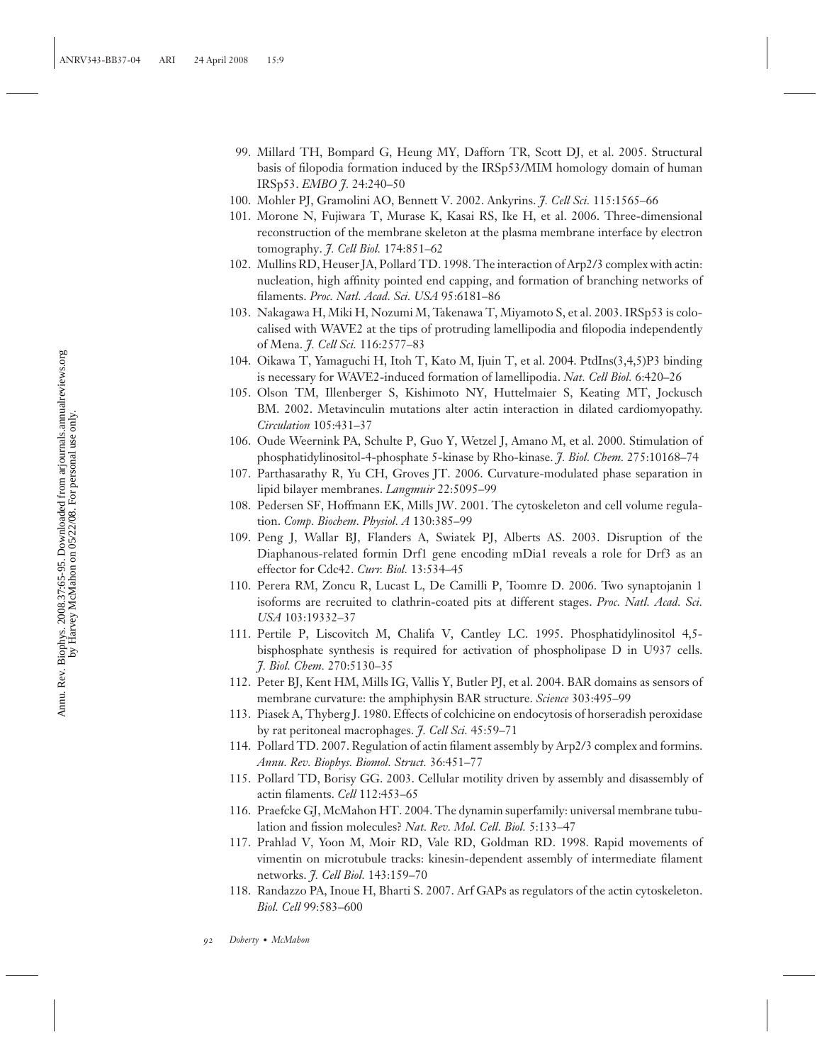99. Millard TH, Bompard G, Heung MY, Dafforn TR, Scott DJ, et al. 2005. Structural basis of filopodia formation induced by the IRSp53/MIM homology domain of human IRSp53. *EMBO J.* 24:240–50
100. Mohler PJ, Gramolini AO, Bennett V. 2002. Ankyrins. *J. Cell Sci.* 115:1565–66
101. Morone N, Fujiwara T, Murase K, Kasai RS, Ike H, et al. 2006. Three-dimensional reconstruction of the membrane skeleton at the plasma membrane interface by electron tomography. *J. Cell Biol.* 174:851–62
102. Mullins RD, Heuser JA, Pollard TD. 1998. The interaction of Arp2/3 complex with actin: nucleation, high affinity pointed end capping, and formation of branching networks of filaments. *Proc. Natl. Acad. Sci. USA* 95:6181–86
103. Nakagawa H, Miki H, Nozumi M, Takenawa T, Miyamoto S, et al. 2003. IRSp53 is colocalised with WAVE2 at the tips of protruding lamellipodia and filopodia independently of Mena. *J. Cell Sci.* 116:2577–83
104. Oikawa T, Yamaguchi H, Itoh T, Kato M, Ijuin T, et al. 2004. PtdIns(3,4,5)P3 binding is necessary for WAVE2-induced formation of lamellipodia. *Nat. Cell Biol.* 6:420–26
105. Olson TM, Illenberger S, Kishimoto NY, Huttelmaier S, Keating MT, Jockusch BM. 2002. Metavinculin mutations alter actin interaction in dilated cardiomyopathy. *Circulation* 105:431–37
106. Oude Weernink PA, Schulte P, Guo Y, Wetzel J, Amano M, et al. 2000. Stimulation of phosphatidylinositol-4-phosphate 5-kinase by Rho-kinase. *J. Biol. Chem.* 275:10168–74
107. Parthasarathy R, Yu CH, Groves JT. 2006. Curvature-modulated phase separation in lipid bilayer membranes. *Langmuir* 22:5095–99
108. Pedersen SF, Hoffmann EK, Mills JW. 2001. The cytoskeleton and cell volume regulation. *Comp. Biochem. Physiol. A* 130:385–99
109. Peng J, Wallar BJ, Flanders A, Swiatek PJ, Alberts AS. 2003. Disruption of the Diaphanous-related formin Drf1 gene encoding mDia1 reveals a role for Drf3 as an effector for Cdc42. *Curr. Biol.* 13:534–45
110. Perera RM, Zoncu R, Lucast L, De Camilli P, Toomre D. 2006. Two synaptojanin 1 isoforms are recruited to clathrin-coated pits at different stages. *Proc. Natl. Acad. Sci. USA* 103:19332–37
111. Pertile P, Liscovitch M, Chalifa V, Cantley LC. 1995. Phosphatidylinositol 4,5-bisphosphate synthesis is required for activation of phospholipase D in U937 cells. *J. Biol. Chem.* 270:5130–35
112. Peter BJ, Kent HM, Mills IG, Vallis Y, Butler PJ, et al. 2004. BAR domains as sensors of membrane curvature: the amphiphysin BAR structure. *Science* 303:495–99
113. Piasek A, Thyberg J. 1980. Effects of colchicine on endocytosis of horseradish peroxidase by rat peritoneal macrophages. *J. Cell Sci.* 45:59–71
114. Pollard TD. 2007. Regulation of actin filament assembly by Arp2/3 complex and formins. *Annu. Rev. Biophys. Biomol. Struct.* 36:451–77
115. Pollard TD, Borisy GG. 2003. Cellular motility driven by assembly and disassembly of actin filaments. *Cell* 112:453–65
116. Praefcke GJ, McMahon HT. 2004. The dynamin superfamily: universal membrane tubulation and fission molecules? *Nat. Rev. Mol. Cell. Biol.* 5:133–47
117. Prahlad V, Yoon M, Moir RD, Vale RD, Goldman RD. 1998. Rapid movements of vimentin on microtubule tracks: kinesin-dependent assembly of intermediate filament networks. *J. Cell Biol.* 143:159–70
118. Randazzo PA, Inoue H, Bharti S. 2007. Arf GAPs as regulators of the actin cytoskeleton. *Biol. Cell* 99:583–600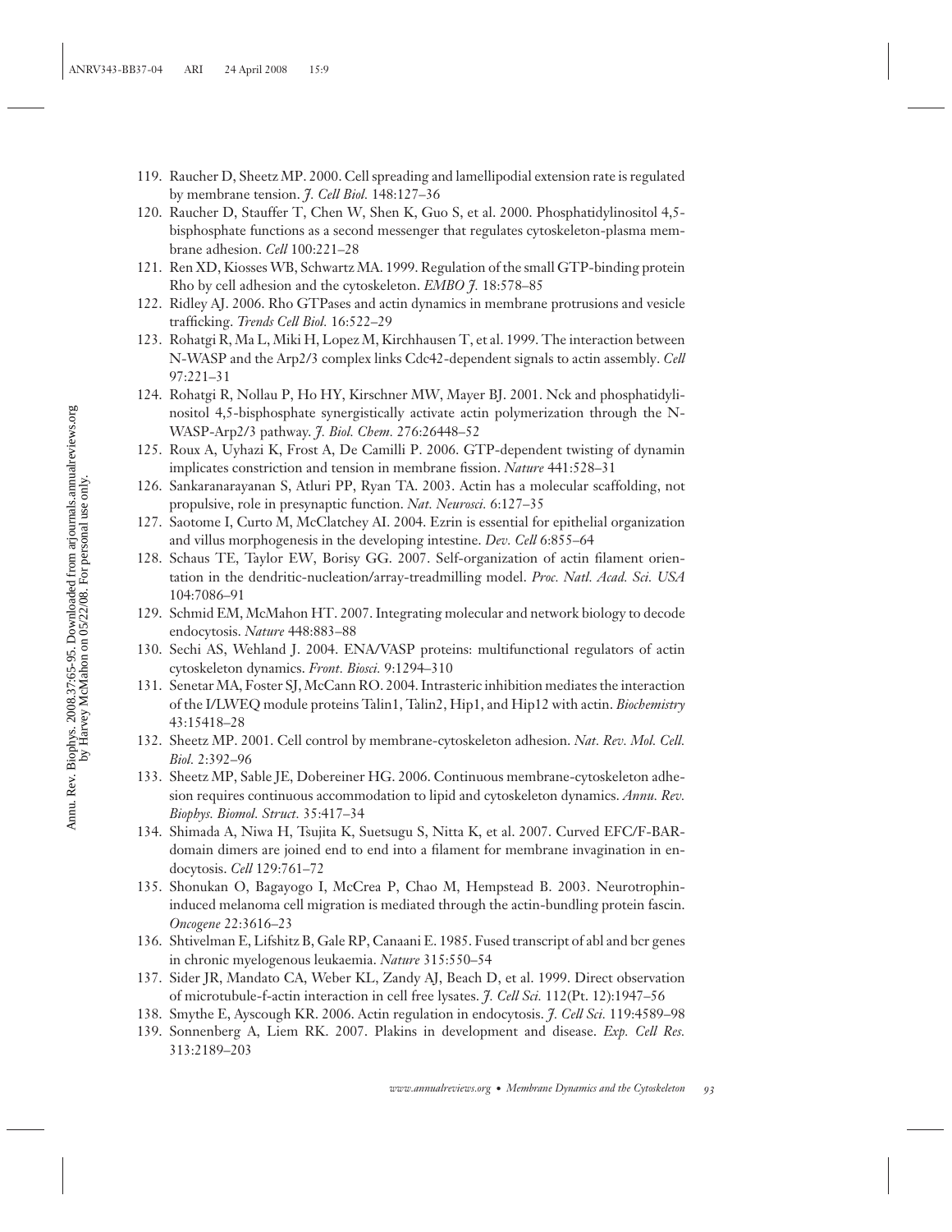119. Raucher D, Sheetz MP. 2000. Cell spreading and lamellipodial extension rate is regulated by membrane tension. *J. Cell Biol.* 148:127–36
120. Raucher D, Stauffer T, Chen W, Shen K, Guo S, et al. 2000. Phosphatidylinositol 4,5-bisphosphate functions as a second messenger that regulates cytoskeleton-plasma membrane adhesion. *Cell* 100:221–28
121. Ren XD, Kiosses WB, Schwartz MA. 1999. Regulation of the small GTP-binding protein Rho by cell adhesion and the cytoskeleton. *EMBO J.* 18:578–85
122. Ridley AJ. 2006. Rho GTPases and actin dynamics in membrane protrusions and vesicle trafficking. *Trends Cell Biol.* 16:522–29
123. Rohatgi R, Ma L, Miki H, Lopez M, Kirchhausen T, et al. 1999. The interaction between N-WASP and the Arp2/3 complex links Cdc42-dependent signals to actin assembly. *Cell* 97:221–31
124. Rohatgi R, Nollau P, Ho HY, Kirschner MW, Mayer BJ. 2001. Nck and phosphatidylinositol 4,5-bisphosphate synergistically activate actin polymerization through the N-WASP-Arp2/3 pathway. *J. Biol. Chem.* 276:26448–52
125. Roux A, Uyhazi K, Frost A, De Camilli P. 2006. GTP-dependent twisting of dynamin implicates constriction and tension in membrane fission. *Nature* 441:528–31
126. Sankaranarayanan S, Atluri PP, Ryan TA. 2003. Actin has a molecular scaffolding, not propulsive, role in presynaptic function. *Nat. Neurosci.* 6:127–35
127. Saotome I, Curto M, McClatchey AI. 2004. Ezrin is essential for epithelial organization and villus morphogenesis in the developing intestine. *Dev. Cell* 6:855–64
128. Schaus TE, Taylor EW, Borisy GG. 2007. Self-organization of actin filament orientation in the dendritic-nucleation/array-treadmilling model. *Proc. Natl. Acad. Sci. USA* 104:7086–91
129. Schmid EM, McMahon HT. 2007. Integrating molecular and network biology to decode endocytosis. *Nature* 448:883–88
130. Sechi AS, Wehland J. 2004. ENA/VASP proteins: multifunctional regulators of actin cytoskeleton dynamics. *Front. Biosci.* 9:1294–310
131. Senetar MA, Foster SJ, McCann RO. 2004. Intrasteric inhibition mediates the interaction of the I/LWEQ module proteins Talin1, Talin2, Hip1, and Hip12 with actin. *Biochemistry* 43:15418–28
132. Sheetz MP. 2001. Cell control by membrane-cytoskeleton adhesion. *Nat. Rev. Mol. Cell. Biol.* 2:392–96
133. Sheetz MP, Sable JE, Dobereiner HG. 2006. Continuous membrane-cytoskeleton adhesion requires continuous accommodation to lipid and cytoskeleton dynamics. *Annu. Rev. Biophys. Biomol. Struct.* 35:417–34
134. Shimada A, Niwa H, Tsujita K, Suetsugu S, Nitta K, et al. 2007. Curved EFC/F-BAR-domain dimers are joined end to end into a filament for membrane invagination in endocytosis. *Cell* 129:761–72
135. Shonukan O, Bagayogo I, McCrea P, Chao M, Hempstead B. 2003. Neurotrophin-induced melanoma cell migration is mediated through the actin-bundling protein fascin. *Oncogene* 22:3616–23
136. Shtivelman E, Lifshitz B, Gale RP, Canaani E. 1985. Fused transcript of abl and bcr genes in chronic myelogenous leukaemia. *Nature* 315:550–54
137. Sider JR, Mandato CA, Weber KL, Zandy AJ, Beach D, et al. 1999. Direct observation of microtubule-f-actin interaction in cell free lysates. *J. Cell Sci.* 112(Pt. 12):1947–56
138. Smythe E, Ayscough KR. 2006. Actin regulation in endocytosis. *J. Cell Sci.* 119:4589–98
139. Sonnenberg A, Liem RK. 2007. Plakins in development and disease. *Exp. Cell Res.* 313:2189–203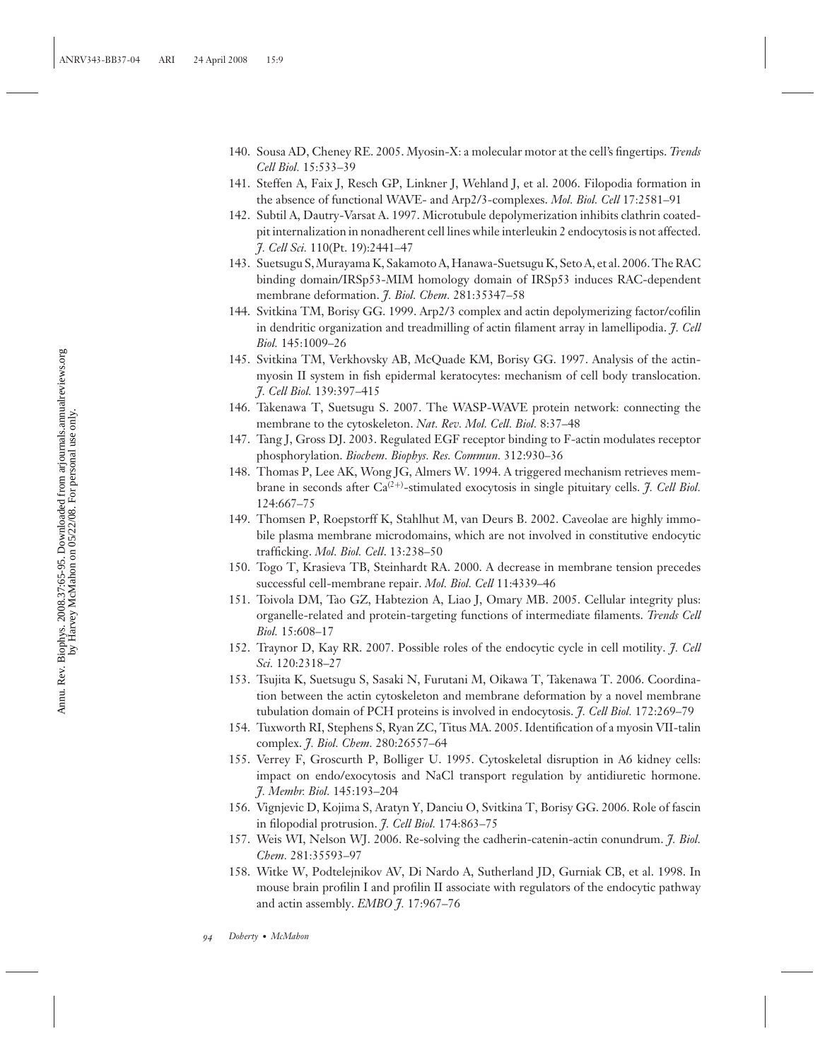140. Sousa AD, Cheney RE. 2005. Myosin-X: a molecular motor at the cell's fingertips. *Trends Cell Biol.* 15:533–39
141. Steffen A, Faix J, Resch GP, Linkner J, Wehland J, et al. 2006. Filopodia formation in the absence of functional WAVE- and Arp2/3-complexes. *Mol. Biol. Cell* 17:2581–91
142. Subtil A, Dautry-Varsat A. 1997. Microtubule depolymerization inhibits clathrin coated-pit internalization in nonadherent cell lines while interleukin 2 endocytosis is not affected. *J. Cell Sci.* 110(Pt. 19):2441–47
143. Suetsugu S, Murayama K, Sakamoto A, Hanawa-Suetsugu K, Seto A, et al. 2006. The RAC binding domain/IRSp53-MIM homology domain of IRSp53 induces RAC-dependent membrane deformation. *J. Biol. Chem.* 281:35347–58
144. Svitkina TM, Borisy GG. 1999. Arp2/3 complex and actin depolymerizing factor/cofilin in dendritic organization and treadmilling of actin filament array in lamellipodia. *J. Cell Biol.* 145:1009–26
145. Svitkina TM, Verkhovsky AB, McQuade KM, Borisy GG. 1997. Analysis of the actin-myosin II system in fish epidermal keratocytes: mechanism of cell body translocation. *J. Cell Biol.* 139:397–415
146. Takenawa T, Suetsugu S. 2007. The WASP-WAVE protein network: connecting the membrane to the cytoskeleton. *Nat. Rev. Mol. Cell. Biol.* 8:37–48
147. Tang J, Gross DJ. 2003. Regulated EGF receptor binding to F-actin modulates receptor phosphorylation. *Biochem. Biophys. Res. Commun.* 312:930–36
148. Thomas P, Lee AK, Wong JG, Almers W. 1994. A triggered mechanism retrieves membrane in seconds after $Ca^{(2+)}$-stimulated exocytosis in single pituitary cells. *J. Cell Biol.* 124:667–75
149. Thomsen P, Roepstorff K, Stahlhut M, van Deurs B. 2002. Caveolae are highly immobile plasma membrane microdomains, which are not involved in constitutive endocytic trafficking. *Mol. Biol. Cell*. 13:238–50
150. Togo T, Krasieva TB, Steinhardt RA. 2000. A decrease in membrane tension precedes successful cell-membrane repair. *Mol. Biol. Cell* 11:4339–46
151. Toivola DM, Tao GZ, Habtezion A, Liao J, Omary MB. 2005. Cellular integrity plus: organelle-related and protein-targeting functions of intermediate filaments. *Trends Cell Biol.* 15:608–17
152. Traynor D, Kay RR. 2007. Possible roles of the endocytic cycle in cell motility. *J. Cell Sci.* 120:2318–27
153. Tsujita K, Suetsugu S, Sasaki N, Furutani M, Oikawa T, Takenawa T. 2006. Coordination between the actin cytoskeleton and membrane deformation by a novel membrane tubulation domain of PCH proteins is involved in endocytosis. *J. Cell Biol.* 172:269–79
154. Tuxworth RI, Stephens S, Ryan ZC, Titus MA. 2005. Identification of a myosin VII-talin complex. *J. Biol. Chem.* 280:26557–64
155. Verrey F, Groscurth P, Bolliger U. 1995. Cytoskeletal disruption in A6 kidney cells: impact on endo/exocytosis and NaCl transport regulation by antidiuretic hormone. *J. Membr. Biol.* 145:193–204
156. Vignjevic D, Kojima S, Aratyn Y, Danciu O, Svitkina T, Borisy GG. 2006. Role of fascin in filopodial protrusion. *J. Cell Biol.* 174:863–75
157. Weis WI, Nelson WJ. 2006. Re-solving the cadherin-catenin-actin conundrum. *J. Biol. Chem.* 281:35593–97
158. Witke W, Podtelejnikov AV, Di Nardo A, Sutherland JD, Gurniak CB, et al. 1998. In mouse brain profilin I and profilin II associate with regulators of the endocytic pathway and actin assembly. *EMBO J.* 17:967–76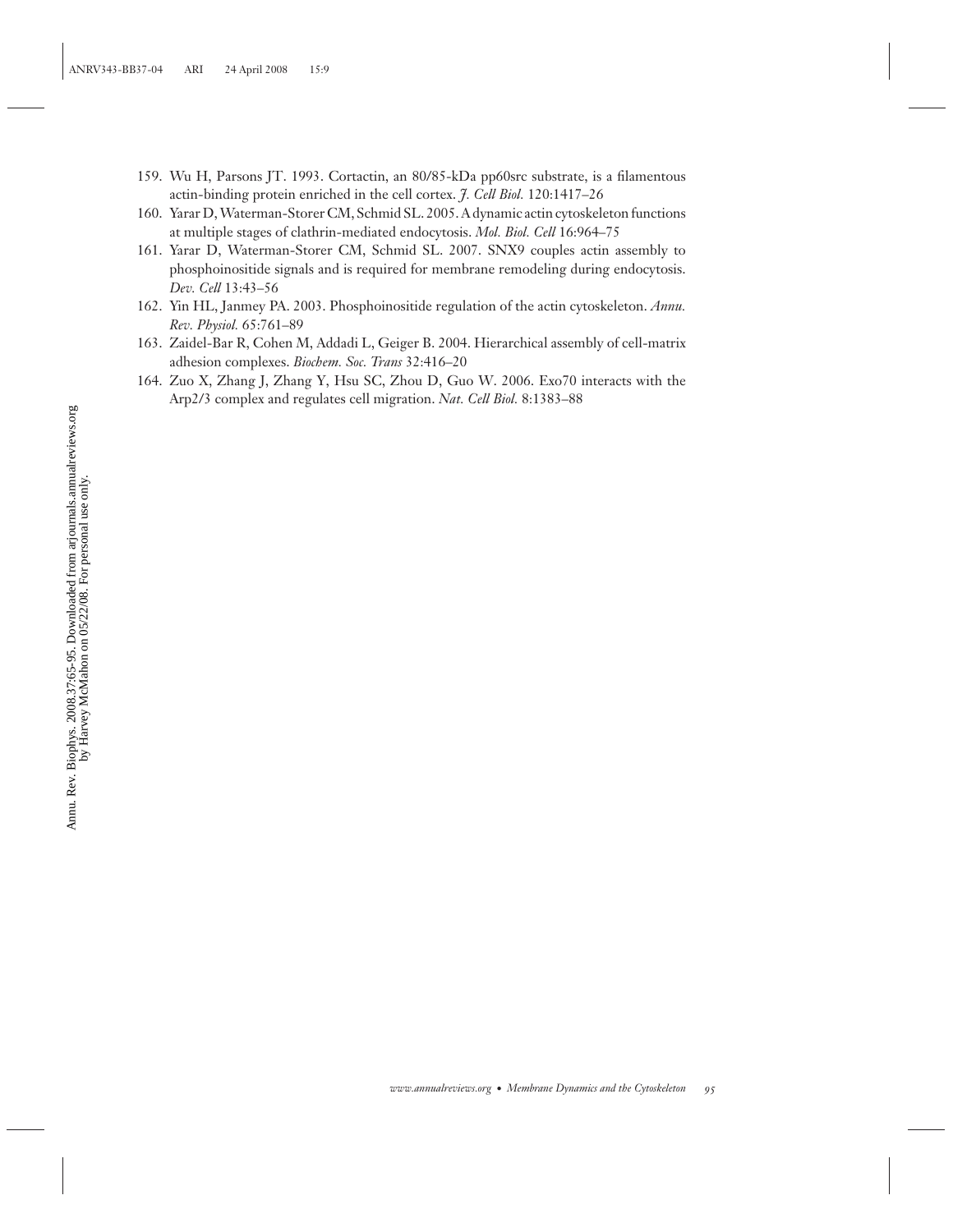159. Wu H, Parsons JT. 1993. Cortactin, an 80/85-kDa pp60src substrate, is a filamentous actin-binding protein enriched in the cell cortex. *J. Cell Biol.* 120:1417–26
160. Yarar D, Waterman-Storer CM, Schmid SL. 2005. A dynamic actin cytoskeleton functions at multiple stages of clathrin-mediated endocytosis. *Mol. Biol. Cell* 16:964–75
161. Yarar D, Waterman-Storer CM, Schmid SL. 2007. SNX9 couples actin assembly to phosphoinositide signals and is required for membrane remodeling during endocytosis. *Dev. Cell* 13:43–56
162. Yin HL, Janmey PA. 2003. Phosphoinositide regulation of the actin cytoskeleton. *Annu. Rev. Physiol.* 65:761–89
163. Zaidel-Bar R, Cohen M, Addadi L, Geiger B. 2004. Hierarchical assembly of cell-matrix adhesion complexes. *Biochem. Soc. Trans* 32:416–20
164. Zuo X, Zhang J, Zhang Y, Hsu SC, Zhou D, Guo W. 2006. Exo70 interacts with the Arp2/3 complex and regulates cell migration. *Nat. Cell Biol.* 8:1383–88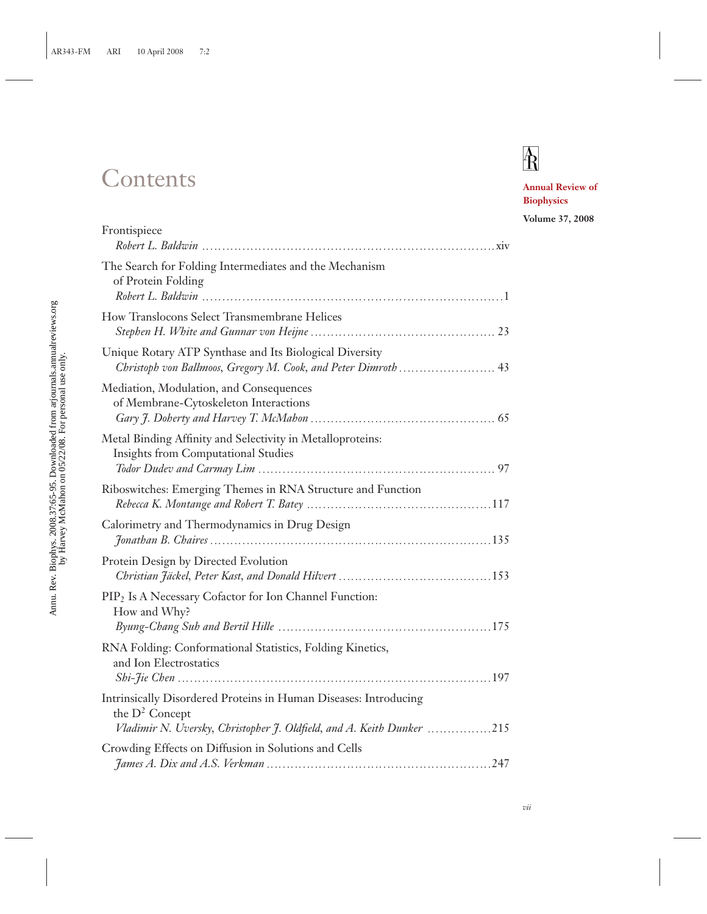# Contents

**Annual Review of Biophysics**

**Volume 37, 2008**

Frontispiece
*Robert L. Baldwin* . . . xiv

The Search for Folding Intermediates and the Mechanism of Protein Folding
*Robert L. Baldwin* . . . 1

How Translocons Select Transmembrane Helices
*Stephen H. White and Gunnar von Heijne* . . . 23

Unique Rotary ATP Synthase and Its Biological Diversity
*Christoph von Ballmoos, Gregory M. Cook, and Peter Dimroth* . . . 43

Mediation, Modulation, and Consequences of Membrane-Cytoskeleton Interactions
*Gary J. Doherty and Harvey T. McMahon* . . . 65

Metal Binding Affinity and Selectivity in Metalloproteins: Insights from Computational Studies
*Todor Dudev and Carmay Lim* . . . 97

Riboswitches: Emerging Themes in RNA Structure and Function
*Rebecca K. Montange and Robert T. Batey* . . . 117

Calorimetry and Thermodynamics in Drug Design
*Jonathan B. Chaires* . . . 135

Protein Design by Directed Evolution
*Christian Jäckel, Peter Kast, and Donald Hilvert* . . . 153

$PIP_2$ Is A Necessary Cofactor for Ion Channel Function: How and Why?
*Byung-Chang Suh and Bertil Hille* . . . 175

RNA Folding: Conformational Statistics, Folding Kinetics, and Ion Electrostatics
*Shi-Jie Chen* . . . 197

Intrinsically Disordered Proteins in Human Diseases: Introducing the $D^2$ Concept
*Vladimir N. Uversky, Christopher J. Oldfield, and A. Keith Dunker* . . . 215

Crowding Effects on Diffusion in Solutions and Cells
*James A. Dix and A.S. Verkman* . . . 247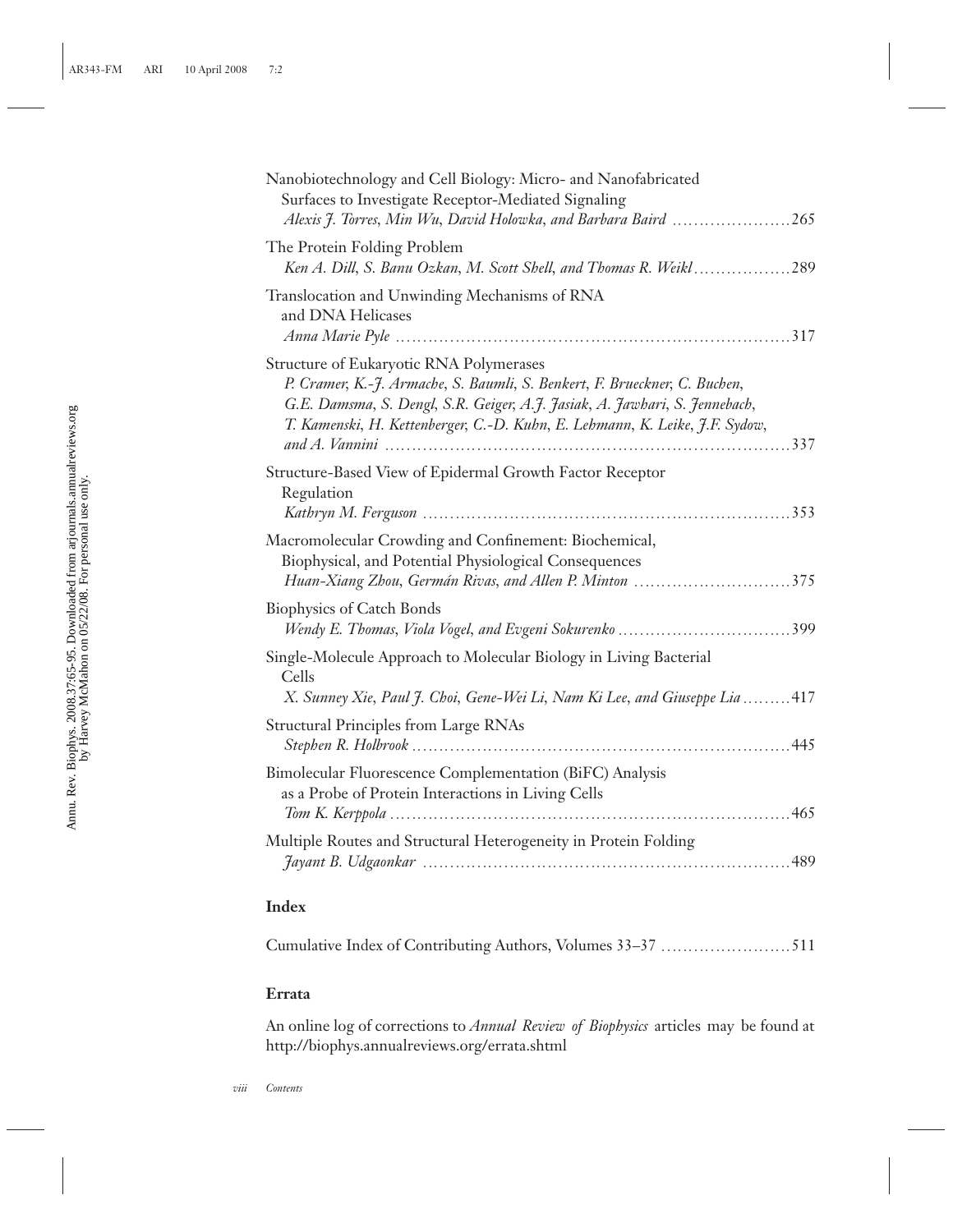Nanobiotechnology and Cell Biology: Micro- and Nanofabricated Surfaces to Investigate Receptor-Mediated Signaling
*Alexis J. Torres, Min Wu, David Holowka, and Barbara Baird* ......................265

The Protein Folding Problem
*Ken A. Dill, S. Banu Ozkan, M. Scott Shell, and Thomas R. Weikl* ..................289

Translocation and Unwinding Mechanisms of RNA and DNA Helicases
*Anna Marie Pyle* ......................................................................317

Structure of Eukaryotic RNA Polymerases
*P. Cramer, K.-J. Armache, S. Baumli, S. Benkert, F. Brueckner, C. Buchen, G.E. Damsma, S. Dengl, S.R. Geiger, A.J. Jasiak, A. Jawhari, S. Jennebach, T. Kamenski, H. Kettenberger, C.-D. Kuhn, E. Lehmann, K. Leike, J.F. Sydow, and A. Vannini* ......................................................................337

Structure-Based View of Epidermal Growth Factor Receptor Regulation
*Kathryn M. Ferguson* ..................................................................353

Macromolecular Crowding and Confinement: Biochemical, Biophysical, and Potential Physiological Consequences
*Huan-Xiang Zhou, Germán Rivas, and Allen P. Minton* ............................375

Biophysics of Catch Bonds
*Wendy E. Thomas, Viola Vogel, and Evgeni Sokurenko* ...............................399

Single-Molecule Approach to Molecular Biology in Living Bacterial Cells
*X. Sunney Xie, Paul J. Choi, Gene-Wei Li, Nam Ki Lee, and Giuseppe Lia* .........417

Structural Principles from Large RNAs
*Stephen R. Holbrook* ..................................................................445

Bimolecular Fluorescence Complementation (BiFC) Analysis as a Probe of Protein Interactions in Living Cells
*Tom K. Kerppola* ......................................................................465

Multiple Routes and Structural Heterogeneity in Protein Folding
*Jayant B. Udgaonkar* ..................................................................489

## Index

Cumulative Index of Contributing Authors, Volumes 33–37 ........................511

## Errata

An online log of corrections to *Annual Review of Biophysics* articles may be found at http://biophys.annualreviews.org/errata.shtml